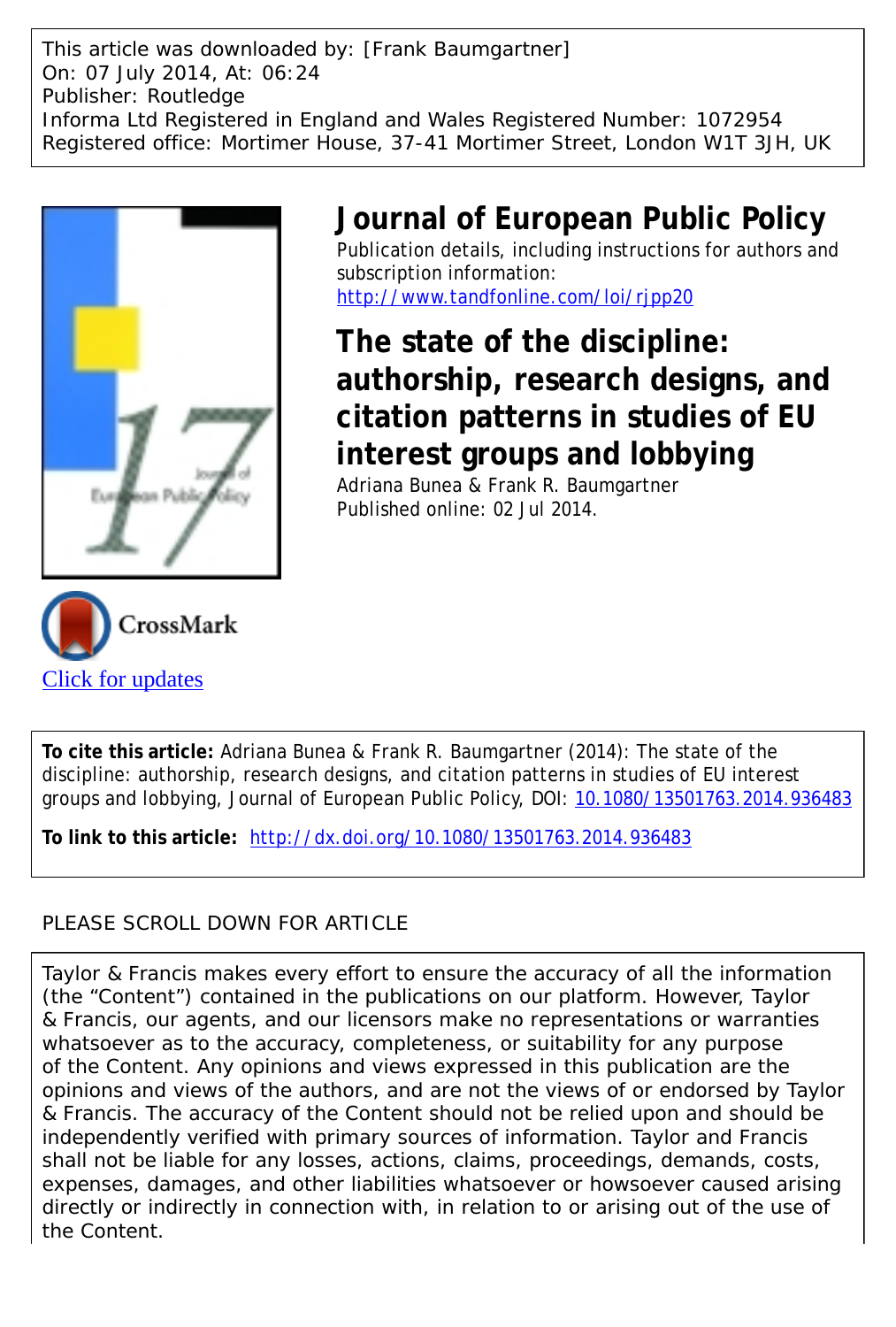This article was downloaded by: [Frank Baumgartner]
On: 07 July 2014, At: 06:24
Publisher: Routledge
Informa Ltd Registered in England and Wales Registered Number: 1072954
Registered office: Mortimer House, 37-41 Mortimer Street, London W1T 3JH, UK

# Journal of European Public Policy

Publication details, including instructions for authors and subscription information:
http://www.tandfonline.com/loi/rjpp20

## The state of the discipline: authorship, research designs, and citation patterns in studies of EU interest groups and lobbying

Adriana Bunea & Frank R. Baumgartner
Published online: 02 Jul 2014.

Click for updates

**To cite this article:** Adriana Bunea & Frank R. Baumgartner (2014): The state of the discipline: authorship, research designs, and citation patterns in studies of EU interest groups and lobbying, Journal of European Public Policy, DOI: 10.1080/13501763.2014.936483

**To link to this article:** http://dx.doi.org/10.1080/13501763.2014.936483

PLEASE SCROLL DOWN FOR ARTICLE

Taylor & Francis makes every effort to ensure the accuracy of all the information (the "Content") contained in the publications on our platform. However, Taylor & Francis, our agents, and our licensors make no representations or warranties whatsoever as to the accuracy, completeness, or suitability for any purpose of the Content. Any opinions and views expressed in this publication are the opinions and views of the authors, and are not the views of or endorsed by Taylor & Francis. The accuracy of the Content should not be relied upon and should be independently verified with primary sources of information. Taylor and Francis shall not be liable for any losses, actions, claims, proceedings, demands, costs, expenses, damages, and other liabilities whatsoever or howsoever caused arising directly or indirectly in connection with, in relation to or arising out of the use of the Content.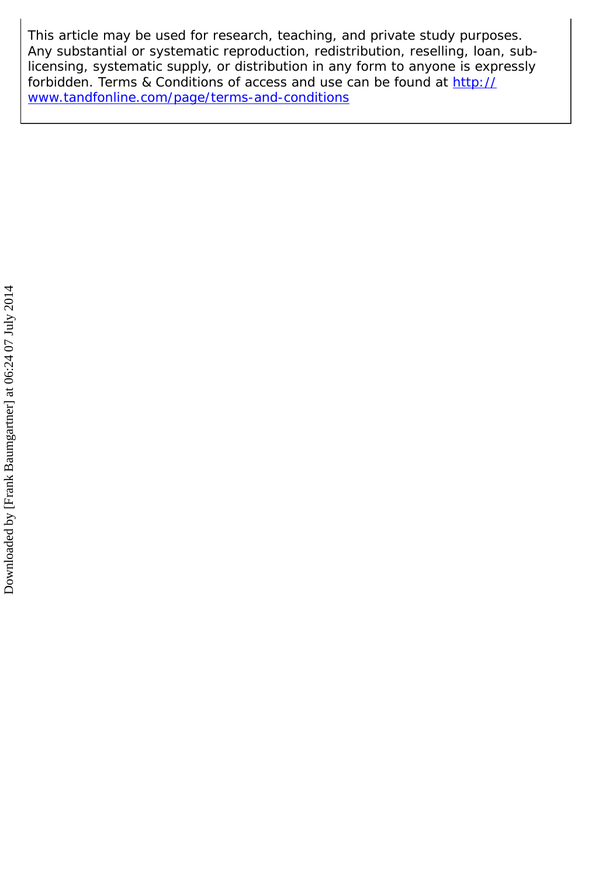This article may be used for research, teaching, and private study purposes. Any substantial or systematic reproduction, redistribution, reselling, loan, sub-licensing, systematic supply, or distribution in any form to anyone is expressly forbidden. Terms & Conditions of access and use can be found at http://www.tandfonline.com/page/terms-and-conditions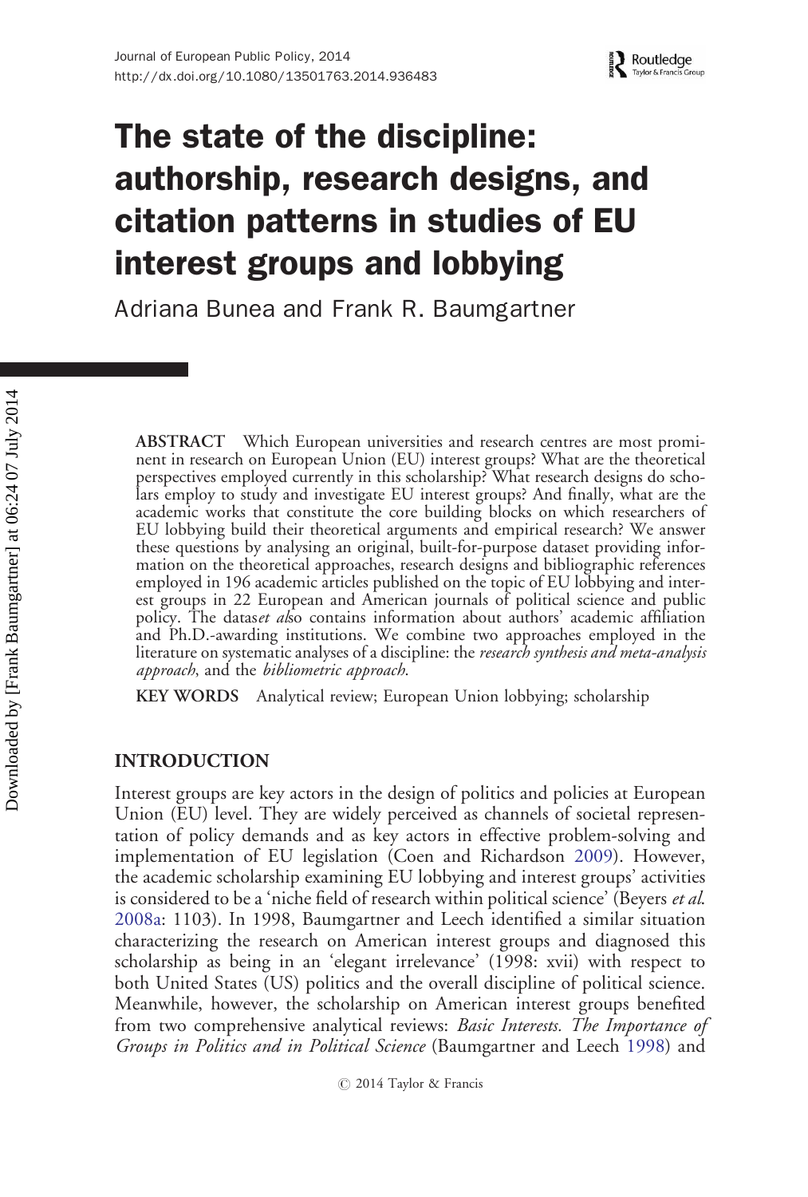# The state of the discipline: authorship, research designs, and citation patterns in studies of EU interest groups and lobbying

Adriana Bunea and Frank R. Baumgartner

**ABSTRACT** Which European universities and research centres are most prominent in research on European Union (EU) interest groups? What are the theoretical perspectives employed currently in this scholarship? What research designs do scholars employ to study and investigate EU interest groups? And finally, what are the academic works that constitute the core building blocks on which researchers of EU lobbying build their theoretical arguments and empirical research? We answer these questions by analysing an original, built-for-purpose dataset providing information on the theoretical approaches, research designs and bibliographic references employed in 196 academic articles published on the topic of EU lobbying and interest groups in 22 European and American journals of political science and public policy. The datas*et al*so contains information about authors' academic affiliation and Ph.D.-awarding institutions. We combine two approaches employed in the literature on systematic analyses of a discipline: the *research synthesis and meta-analysis approach*, and the *bibliometric approach*.

**KEY WORDS** Analytical review; European Union lobbying; scholarship

## INTRODUCTION

Interest groups are key actors in the design of politics and policies at European Union (EU) level. They are widely perceived as channels of societal representation of policy demands and as key actors in effective problem-solving and implementation of EU legislation (Coen and Richardson 2009). However, the academic scholarship examining EU lobbying and interest groups' activities is considered to be a 'niche field of research within political science' (Beyers *et al.* 2008a: 1103). In 1998, Baumgartner and Leech identified a similar situation characterizing the research on American interest groups and diagnosed this scholarship as being in an 'elegant irrelevance' (1998: xvii) with respect to both United States (US) politics and the overall discipline of political science. Meanwhile, however, the scholarship on American interest groups benefited from two comprehensive analytical reviews: *Basic Interests. The Importance of Groups in Politics and in Political Science* (Baumgartner and Leech 1998) and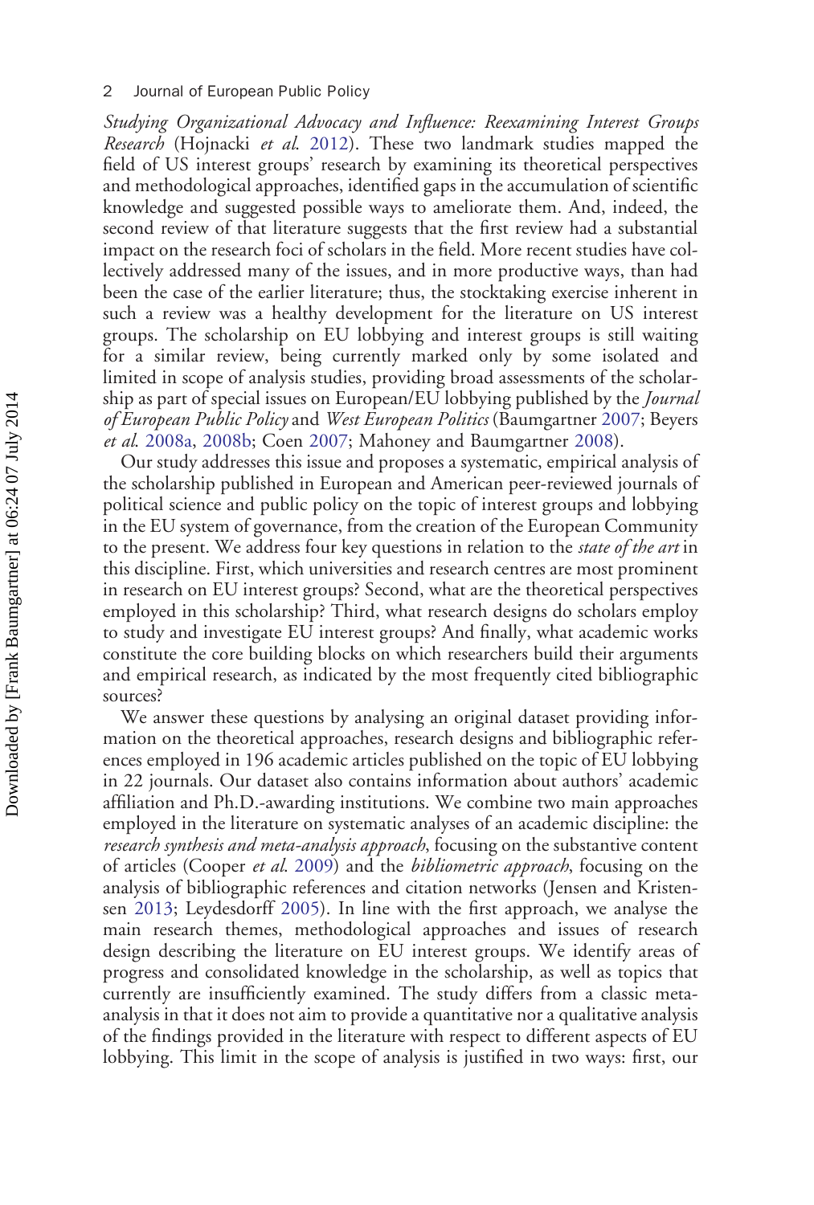*Studying Organizational Advocacy and Influence: Reexamining Interest Groups Research* (Hojnacki *et al.* 2012). These two landmark studies mapped the field of US interest groups' research by examining its theoretical perspectives and methodological approaches, identified gaps in the accumulation of scientific knowledge and suggested possible ways to ameliorate them. And, indeed, the second review of that literature suggests that the first review had a substantial impact on the research foci of scholars in the field. More recent studies have collectively addressed many of the issues, and in more productive ways, than had been the case of the earlier literature; thus, the stocktaking exercise inherent in such a review was a healthy development for the literature on US interest groups. The scholarship on EU lobbying and interest groups is still waiting for a similar review, being currently marked only by some isolated and limited in scope of analysis studies, providing broad assessments of the scholarship as part of special issues on European/EU lobbying published by the *Journal of European Public Policy* and *West European Politics* (Baumgartner 2007; Beyers *et al.* 2008a, 2008b; Coen 2007; Mahoney and Baumgartner 2008).

Our study addresses this issue and proposes a systematic, empirical analysis of the scholarship published in European and American peer-reviewed journals of political science and public policy on the topic of interest groups and lobbying in the EU system of governance, from the creation of the European Community to the present. We address four key questions in relation to the *state of the art* in this discipline. First, which universities and research centres are most prominent in research on EU interest groups? Second, what are the theoretical perspectives employed in this scholarship? Third, what research designs do scholars employ to study and investigate EU interest groups? And finally, what academic works constitute the core building blocks on which researchers build their arguments and empirical research, as indicated by the most frequently cited bibliographic sources?

We answer these questions by analysing an original dataset providing information on the theoretical approaches, research designs and bibliographic references employed in 196 academic articles published on the topic of EU lobbying in 22 journals. Our dataset also contains information about authors' academic affiliation and Ph.D.-awarding institutions. We combine two main approaches employed in the literature on systematic analyses of an academic discipline: the *research synthesis and meta-analysis approach*, focusing on the substantive content of articles (Cooper *et al.* 2009) and the *bibliometric approach*, focusing on the analysis of bibliographic references and citation networks (Jensen and Kristensen 2013; Leydesdorff 2005). In line with the first approach, we analyse the main research themes, methodological approaches and issues of research design describing the literature on EU interest groups. We identify areas of progress and consolidated knowledge in the scholarship, as well as topics that currently are insufficiently examined. The study differs from a classic meta-analysis in that it does not aim to provide a quantitative nor a qualitative analysis of the findings provided in the literature with respect to different aspects of EU lobbying. This limit in the scope of analysis is justified in two ways: first, our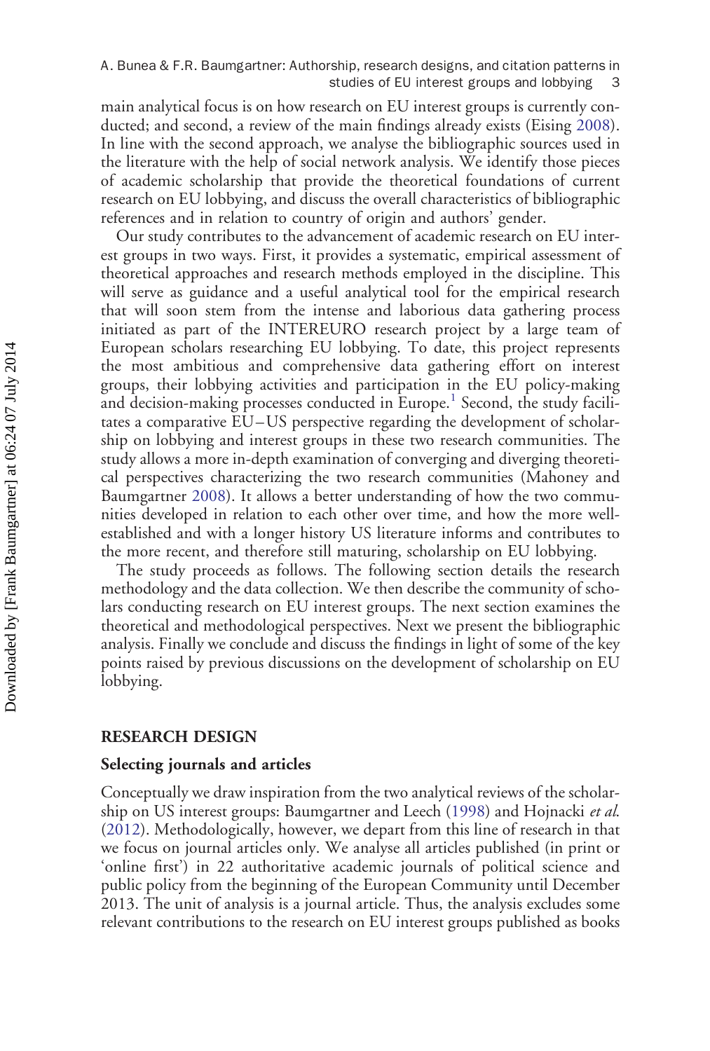main analytical focus is on how research on EU interest groups is currently conducted; and second, a review of the main findings already exists (Eising 2008). In line with the second approach, we analyse the bibliographic sources used in the literature with the help of social network analysis. We identify those pieces of academic scholarship that provide the theoretical foundations of current research on EU lobbying, and discuss the overall characteristics of bibliographic references and in relation to country of origin and authors' gender.

Our study contributes to the advancement of academic research on EU interest groups in two ways. First, it provides a systematic, empirical assessment of theoretical approaches and research methods employed in the discipline. This will serve as guidance and a useful analytical tool for the empirical research that will soon stem from the intense and laborious data gathering process initiated as part of the INTEREURO research project by a large team of European scholars researching EU lobbying. To date, this project represents the most ambitious and comprehensive data gathering effort on interest groups, their lobbying activities and participation in the EU policy-making and decision-making processes conducted in Europe.[1] Second, the study facilitates a comparative EU–US perspective regarding the development of scholarship on lobbying and interest groups in these two research communities. The study allows a more in-depth examination of converging and diverging theoretical perspectives characterizing the two research communities (Mahoney and Baumgartner 2008). It allows a better understanding of how the two communities developed in relation to each other over time, and how the more well-established and with a longer history US literature informs and contributes to the more recent, and therefore still maturing, scholarship on EU lobbying.

The study proceeds as follows. The following section details the research methodology and the data collection. We then describe the community of scholars conducting research on EU interest groups. The next section examines the theoretical and methodological perspectives. Next we present the bibliographic analysis. Finally we conclude and discuss the findings in light of some of the key points raised by previous discussions on the development of scholarship on EU lobbying.

## RESEARCH DESIGN

### Selecting journals and articles

Conceptually we draw inspiration from the two analytical reviews of the scholarship on US interest groups: Baumgartner and Leech (1998) and Hojnacki *et al.* (2012). Methodologically, however, we depart from this line of research in that we focus on journal articles only. We analyse all articles published (in print or 'online first') in 22 authoritative academic journals of political science and public policy from the beginning of the European Community until December 2013. The unit of analysis is a journal article. Thus, the analysis excludes some relevant contributions to the research on EU interest groups published as books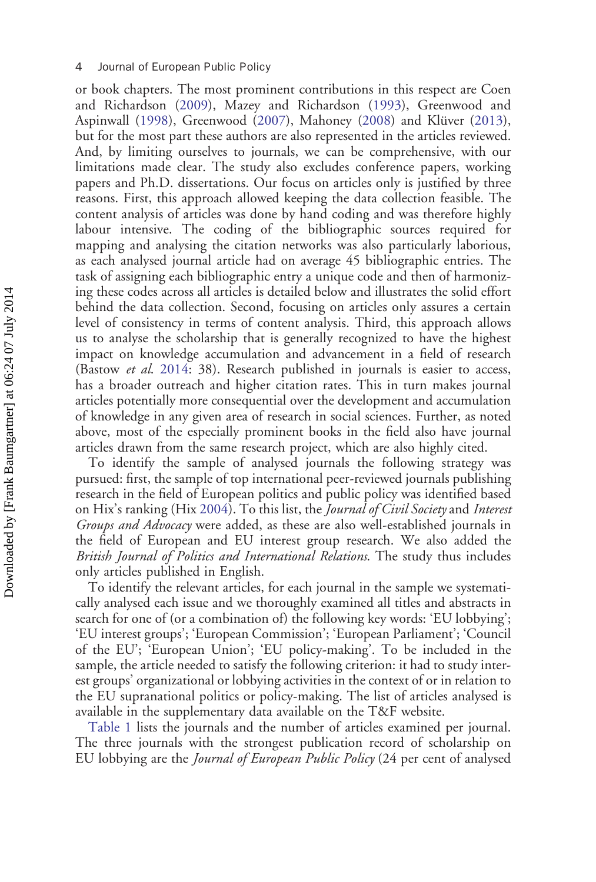or book chapters. The most prominent contributions in this respect are Coen and Richardson (2009), Mazey and Richardson (1993), Greenwood and Aspinwall (1998), Greenwood (2007), Mahoney (2008) and Klüver (2013), but for the most part these authors are also represented in the articles reviewed. And, by limiting ourselves to journals, we can be comprehensive, with our limitations made clear. The study also excludes conference papers, working papers and Ph.D. dissertations. Our focus on articles only is justified by three reasons. First, this approach allowed keeping the data collection feasible. The content analysis of articles was done by hand coding and was therefore highly labour intensive. The coding of the bibliographic sources required for mapping and analysing the citation networks was also particularly laborious, as each analysed journal article had on average 45 bibliographic entries. The task of assigning each bibliographic entry a unique code and then of harmonizing these codes across all articles is detailed below and illustrates the solid effort behind the data collection. Second, focusing on articles only assures a certain level of consistency in terms of content analysis. Third, this approach allows us to analyse the scholarship that is generally recognized to have the highest impact on knowledge accumulation and advancement in a field of research (Bastow *et al.* 2014: 38). Research published in journals is easier to access, has a broader outreach and higher citation rates. This in turn makes journal articles potentially more consequential over the development and accumulation of knowledge in any given area of research in social sciences. Further, as noted above, most of the especially prominent books in the field also have journal articles drawn from the same research project, which are also highly cited.

To identify the sample of analysed journals the following strategy was pursued: first, the sample of top international peer-reviewed journals publishing research in the field of European politics and public policy was identified based on Hix's ranking (Hix 2004). To this list, the *Journal of Civil Society* and *Interest Groups and Advocacy* were added, as these are also well-established journals in the field of European and EU interest group research. We also added the *British Journal of Politics and International Relations*. The study thus includes only articles published in English.

To identify the relevant articles, for each journal in the sample we systematically analysed each issue and we thoroughly examined all titles and abstracts in search for one of (or a combination of) the following key words: 'EU lobbying'; 'EU interest groups'; 'European Commission'; 'European Parliament'; 'Council of the EU'; 'European Union'; 'EU policy-making'. To be included in the sample, the article needed to satisfy the following criterion: it had to study interest groups' organizational or lobbying activities in the context of or in relation to the EU supranational politics or policy-making. The list of articles analysed is available in the supplementary data available on the T&F website.

Table 1 lists the journals and the number of articles examined per journal. The three journals with the strongest publication record of scholarship on EU lobbying are the *Journal of European Public Policy* (24 per cent of analysed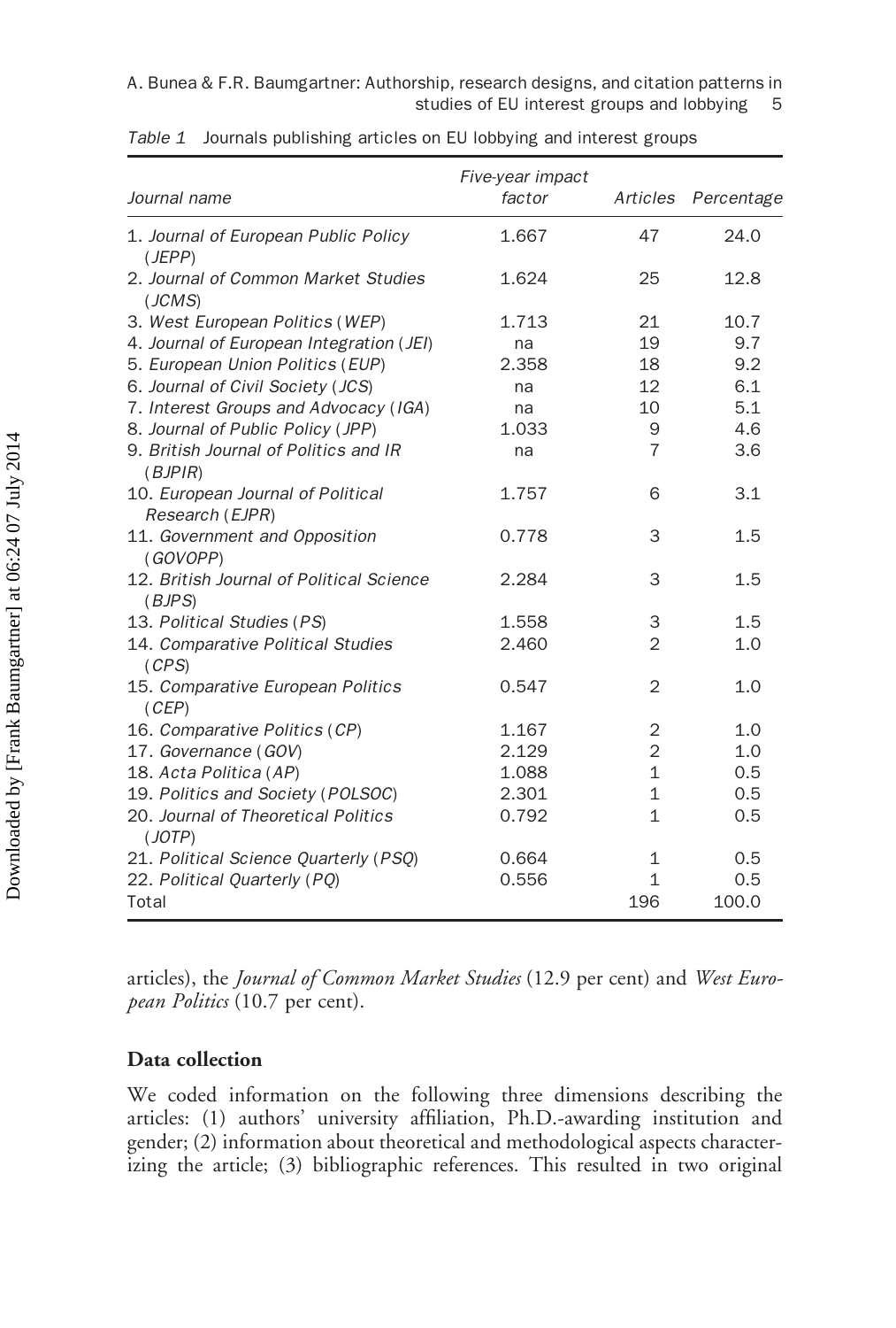*Table 1* Journals publishing articles on EU lobbying and interest groups

| *Journal name* | *Five-year impact factor* | *Articles* | *Percentage* |
|---|---|---|---|
| 1. *Journal of European Public Policy* (*JEPP*) | 1.667 | 47 | 24.0 |
| 2. *Journal of Common Market Studies* (*JCMS*) | 1.624 | 25 | 12.8 |
| 3. *West European Politics* (*WEP*) | 1.713 | 21 | 10.7 |
| 4. *Journal of European Integration* (*JEI*) | na | 19 | 9.7 |
| 5. *European Union Politics* (*EUP*) | 2.358 | 18 | 9.2 |
| 6. *Journal of Civil Society* (*JCS*) | na | 12 | 6.1 |
| 7. *Interest Groups and Advocacy* (*IGA*) | na | 10 | 5.1 |
| 8. *Journal of Public Policy* (*JPP*) | 1.033 | 9 | 4.6 |
| 9. *British Journal of Politics and IR* (*BJPIR*) | na | 7 | 3.6 |
| 10. *European Journal of Political Research* (*EJPR*) | 1.757 | 6 | 3.1 |
| 11. *Government and Opposition* (*GOVOPP*) | 0.778 | 3 | 1.5 |
| 12. *British Journal of Political Science* (*BJPS*) | 2.284 | 3 | 1.5 |
| 13. *Political Studies* (*PS*) | 1.558 | 3 | 1.5 |
| 14. *Comparative Political Studies* (*CPS*) | 2.460 | 2 | 1.0 |
| 15. *Comparative European Politics* (*CEP*) | 0.547 | 2 | 1.0 |
| 16. *Comparative Politics* (*CP*) | 1.167 | 2 | 1.0 |
| 17. *Governance* (*GOV*) | 2.129 | 2 | 1.0 |
| 18. *Acta Politica* (*AP*) | 1.088 | 1 | 0.5 |
| 19. *Politics and Society* (*POLSOC*) | 2.301 | 1 | 0.5 |
| 20. *Journal of Theoretical Politics* (*JOTP*) | 0.792 | 1 | 0.5 |
| 21. *Political Science Quarterly* (*PSQ*) | 0.664 | 1 | 0.5 |
| 22. *Political Quarterly* (*PQ*) | 0.556 | 1 | 0.5 |
| Total | | 196 | 100.0 |

articles), the *Journal of Common Market Studies* (12.9 per cent) and *West European Politics* (10.7 per cent).

## Data collection

We coded information on the following three dimensions describing the articles: (1) authors' university affiliation, Ph.D.-awarding institution and gender; (2) information about theoretical and methodological aspects characterizing the article; (3) bibliographic references. This resulted in two original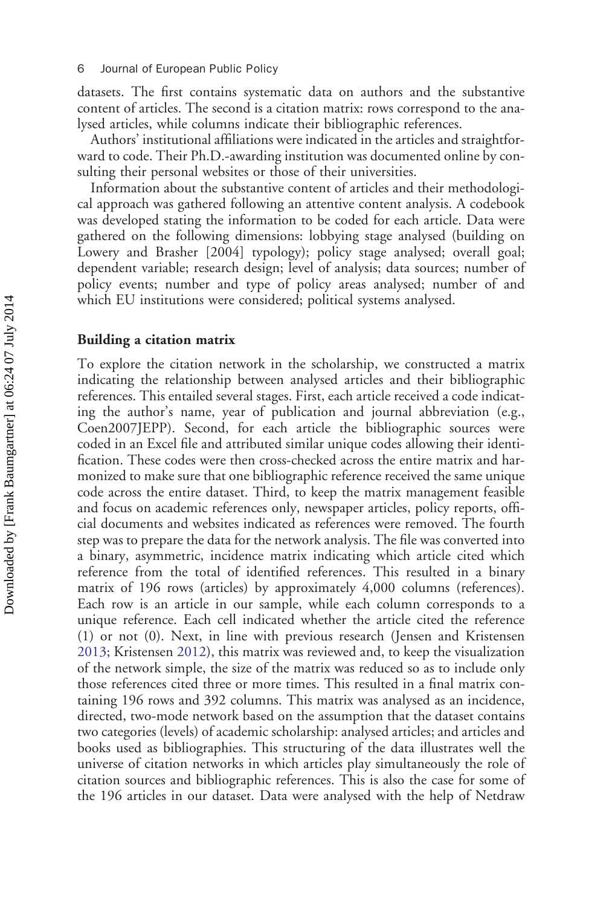datasets. The first contains systematic data on authors and the substantive content of articles. The second is a citation matrix: rows correspond to the analysed articles, while columns indicate their bibliographic references.

Authors' institutional affiliations were indicated in the articles and straightforward to code. Their Ph.D.-awarding institution was documented online by consulting their personal websites or those of their universities.

Information about the substantive content of articles and their methodological approach was gathered following an attentive content analysis. A codebook was developed stating the information to be coded for each article. Data were gathered on the following dimensions: lobbying stage analysed (building on Lowery and Brasher [2004] typology); policy stage analysed; overall goal; dependent variable; research design; level of analysis; data sources; number of policy events; number and type of policy areas analysed; number of and which EU institutions were considered; political systems analysed.

### Building a citation matrix

To explore the citation network in the scholarship, we constructed a matrix indicating the relationship between analysed articles and their bibliographic references. This entailed several stages. First, each article received a code indicating the author's name, year of publication and journal abbreviation (e.g., Coen2007JEPP). Second, for each article the bibliographic sources were coded in an Excel file and attributed similar unique codes allowing their identification. These codes were then cross-checked across the entire matrix and harmonized to make sure that one bibliographic reference received the same unique code across the entire dataset. Third, to keep the matrix management feasible and focus on academic references only, newspaper articles, policy reports, official documents and websites indicated as references were removed. The fourth step was to prepare the data for the network analysis. The file was converted into a binary, asymmetric, incidence matrix indicating which article cited which reference from the total of identified references. This resulted in a binary matrix of 196 rows (articles) by approximately 4,000 columns (references). Each row is an article in our sample, while each column corresponds to a unique reference. Each cell indicated whether the article cited the reference (1) or not (0). Next, in line with previous research (Jensen and Kristensen 2013; Kristensen 2012), this matrix was reviewed and, to keep the visualization of the network simple, the size of the matrix was reduced so as to include only those references cited three or more times. This resulted in a final matrix containing 196 rows and 392 columns. This matrix was analysed as an incidence, directed, two-mode network based on the assumption that the dataset contains two categories (levels) of academic scholarship: analysed articles; and articles and books used as bibliographies. This structuring of the data illustrates well the universe of citation networks in which articles play simultaneously the role of citation sources and bibliographic references. This is also the case for some of the 196 articles in our dataset. Data were analysed with the help of Netdraw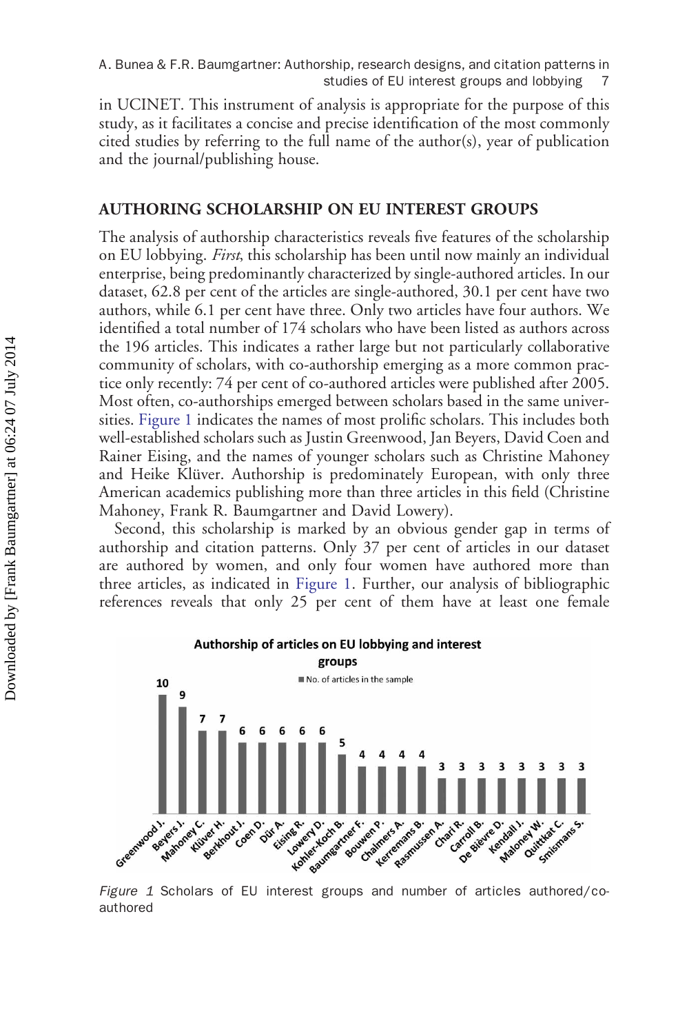in UCINET. This instrument of analysis is appropriate for the purpose of this study, as it facilitates a concise and precise identification of the most commonly cited studies by referring to the full name of the author(s), year of publication and the journal/publishing house.

## AUTHORING SCHOLARSHIP ON EU INTEREST GROUPS

The analysis of authorship characteristics reveals five features of the scholarship on EU lobbying. *First*, this scholarship has been until now mainly an individual enterprise, being predominantly characterized by single-authored articles. In our dataset, 62.8 per cent of the articles are single-authored, 30.1 per cent have two authors, while 6.1 per cent have three. Only two articles have four authors. We identified a total number of 174 scholars who have been listed as authors across the 196 articles. This indicates a rather large but not particularly collaborative community of scholars, with co-authorship emerging as a more common practice only recently: 74 per cent of co-authored articles were published after 2005. Most often, co-authorships emerged between scholars based in the same universities. Figure 1 indicates the names of most prolific scholars. This includes both well-established scholars such as Justin Greenwood, Jan Beyers, David Coen and Rainer Eising, and the names of younger scholars such as Christine Mahoney and Heike Klüver. Authorship is predominately European, with only three American academics publishing more than three articles in this field (Christine Mahoney, Frank R. Baumgartner and David Lowery).

Second, this scholarship is marked by an obvious gender gap in terms of authorship and citation patterns. Only 37 per cent of articles in our dataset are authored by women, and only four women have authored more than three articles, as indicated in Figure 1. Further, our analysis of bibliographic references reveals that only 25 per cent of them have at least one female

*Figure 1* Scholars of EU interest groups and number of articles authored/co-authored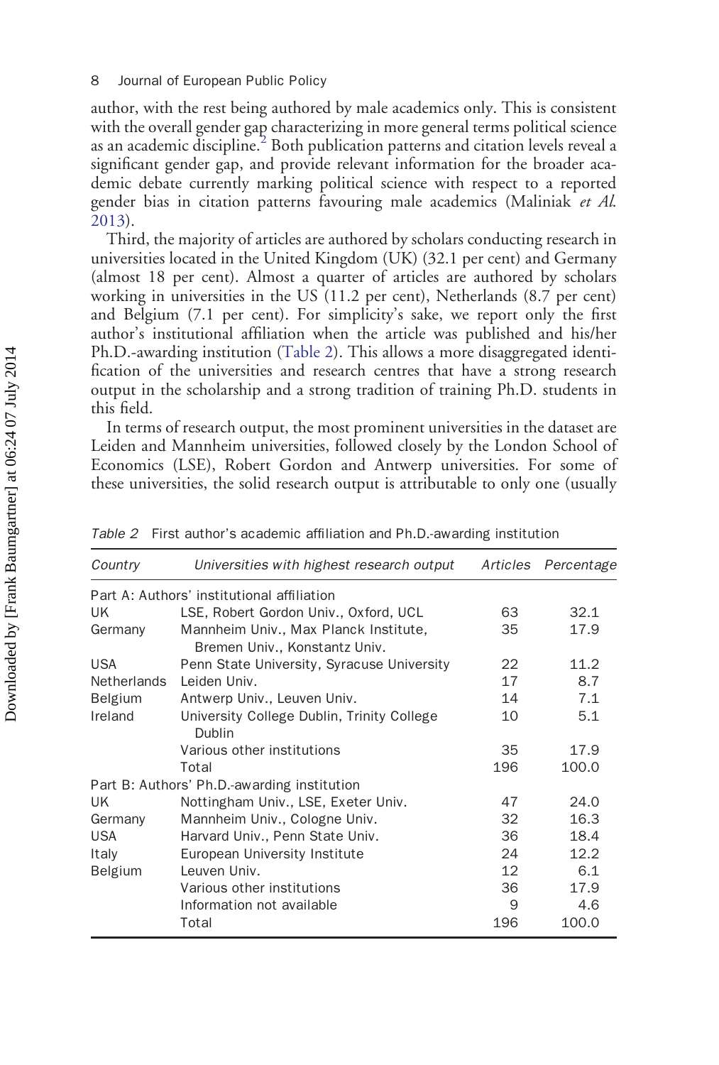author, with the rest being authored by male academics only. This is consistent with the overall gender gap characterizing in more general terms political science as an academic discipline.[2] Both publication patterns and citation levels reveal a significant gender gap, and provide relevant information for the broader academic debate currently marking political science with respect to a reported gender bias in citation patterns favouring male academics (Maliniak *et Al.* 2013).

Third, the majority of articles are authored by scholars conducting research in universities located in the United Kingdom (UK) (32.1 per cent) and Germany (almost 18 per cent). Almost a quarter of articles are authored by scholars working in universities in the US (11.2 per cent), Netherlands (8.7 per cent) and Belgium (7.1 per cent). For simplicity's sake, we report only the first author's institutional affiliation when the article was published and his/her Ph.D.-awarding institution (Table 2). This allows a more disaggregated identification of the universities and research centres that have a strong research output in the scholarship and a strong tradition of training Ph.D. students in this field.

In terms of research output, the most prominent universities in the dataset are Leiden and Mannheim universities, followed closely by the London School of Economics (LSE), Robert Gordon and Antwerp universities. For some of these universities, the solid research output is attributable to only one (usually

*Table 2* First author's academic affiliation and Ph.D.-awarding institution

| *Country* | *Universities with highest research output* | *Articles* | *Percentage* |
|---|---|---|---|
| Part A: Authors' institutional affiliation | | | |
| UK | LSE, Robert Gordon Univ., Oxford, UCL | 63 | 32.1 |
| Germany | Mannheim Univ., Max Planck Institute, Bremen Univ., Konstantz Univ. | 35 | 17.9 |
| USA | Penn State University, Syracuse University | 22 | 11.2 |
| Netherlands | Leiden Univ. | 17 | 8.7 |
| Belgium | Antwerp Univ., Leuven Univ. | 14 | 7.1 |
| Ireland | University College Dublin, Trinity College Dublin | 10 | 5.1 |
| | Various other institutions | 35 | 17.9 |
| | Total | 196 | 100.0 |
| Part B: Authors' Ph.D.-awarding institution | | | |
| UK | Nottingham Univ., LSE, Exeter Univ. | 47 | 24.0 |
| Germany | Mannheim Univ., Cologne Univ. | 32 | 16.3 |
| USA | Harvard Univ., Penn State Univ. | 36 | 18.4 |
| Italy | European University Institute | 24 | 12.2 |
| Belgium | Leuven Univ. | 12 | 6.1 |
| | Various other institutions | 36 | 17.9 |
| | Information not available | 9 | 4.6 |
| | Total | 196 | 100.0 |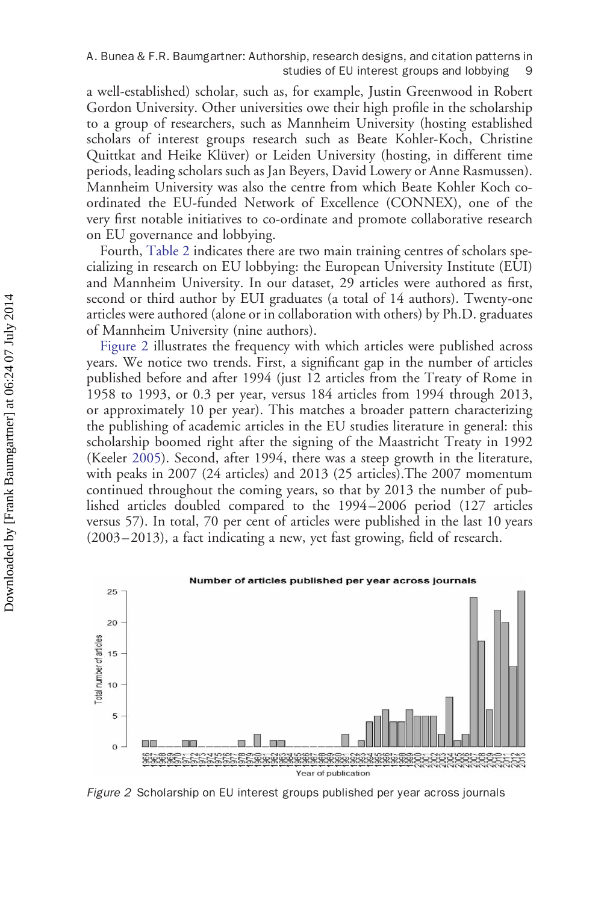a well-established) scholar, such as, for example, Justin Greenwood in Robert Gordon University. Other universities owe their high profile in the scholarship to a group of researchers, such as Mannheim University (hosting established scholars of interest groups research such as Beate Kohler-Koch, Christine Quittkat and Heike Klüver) or Leiden University (hosting, in different time periods, leading scholars such as Jan Beyers, David Lowery or Anne Rasmussen). Mannheim University was also the centre from which Beate Kohler Koch co-ordinated the EU-funded Network of Excellence (CONNEX), one of the very first notable initiatives to co-ordinate and promote collaborative research on EU governance and lobbying.

Fourth, Table 2 indicates there are two main training centres of scholars specializing in research on EU lobbying: the European University Institute (EUI) and Mannheim University. In our dataset, 29 articles were authored as first, second or third author by EUI graduates (a total of 14 authors). Twenty-one articles were authored (alone or in collaboration with others) by Ph.D. graduates of Mannheim University (nine authors).

Figure 2 illustrates the frequency with which articles were published across years. We notice two trends. First, a significant gap in the number of articles published before and after 1994 (just 12 articles from the Treaty of Rome in 1958 to 1993, or 0.3 per year, versus 184 articles from 1994 through 2013, or approximately 10 per year). This matches a broader pattern characterizing the publishing of academic articles in the EU studies literature in general: this scholarship boomed right after the signing of the Maastricht Treaty in 1992 (Keeler 2005). Second, after 1994, there was a steep growth in the literature, with peaks in 2007 (24 articles) and 2013 (25 articles).The 2007 momentum continued throughout the coming years, so that by 2013 the number of published articles doubled compared to the 1994–2006 period (127 articles versus 57). In total, 70 per cent of articles were published in the last 10 years (2003–2013), a fact indicating a new, yet fast growing, field of research.

*Figure 2* Scholarship on EU interest groups published per year across journals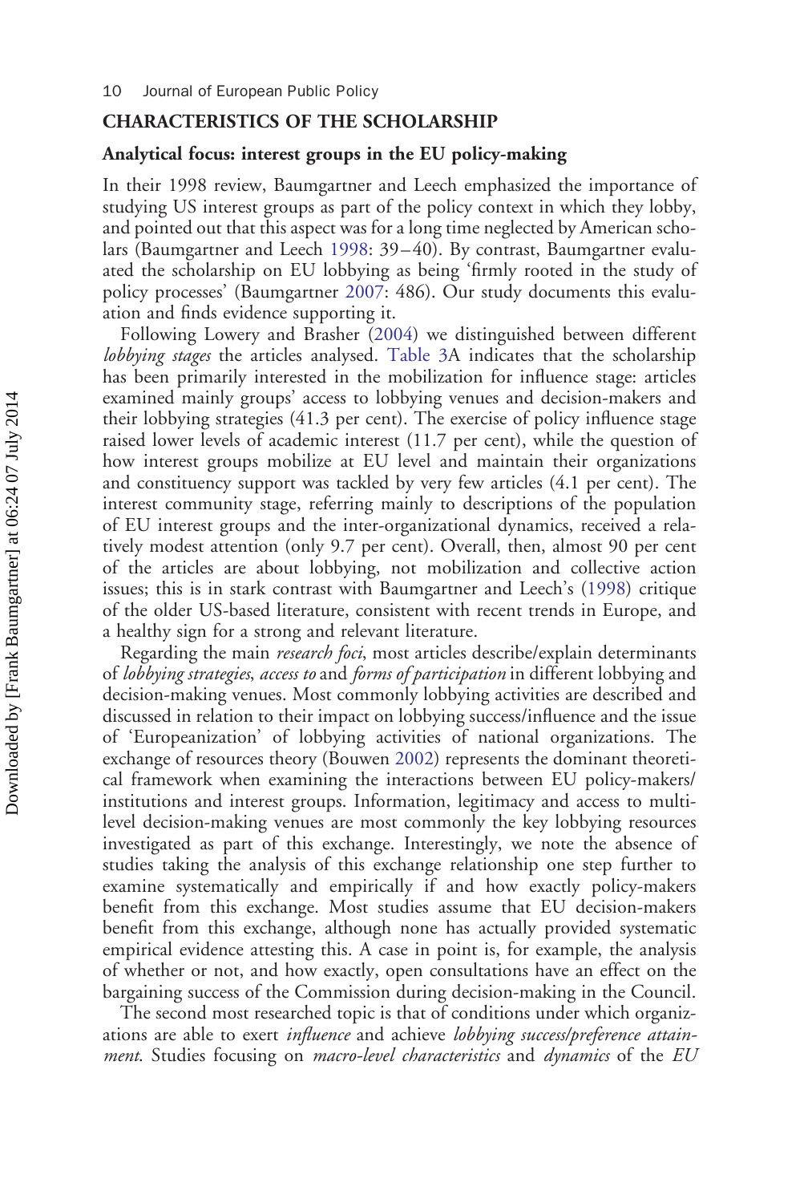## CHARACTERISTICS OF THE SCHOLARSHIP

### Analytical focus: interest groups in the EU policy-making

In their 1998 review, Baumgartner and Leech emphasized the importance of studying US interest groups as part of the policy context in which they lobby, and pointed out that this aspect was for a long time neglected by American scholars (Baumgartner and Leech 1998: 39–40). By contrast, Baumgartner evaluated the scholarship on EU lobbying as being 'firmly rooted in the study of policy processes' (Baumgartner 2007: 486). Our study documents this evaluation and finds evidence supporting it.

Following Lowery and Brasher (2004) we distinguished between different *lobbying stages* the articles analysed. Table 3A indicates that the scholarship has been primarily interested in the mobilization for influence stage: articles examined mainly groups' access to lobbying venues and decision-makers and their lobbying strategies (41.3 per cent). The exercise of policy influence stage raised lower levels of academic interest (11.7 per cent), while the question of how interest groups mobilize at EU level and maintain their organizations and constituency support was tackled by very few articles (4.1 per cent). The interest community stage, referring mainly to descriptions of the population of EU interest groups and the inter-organizational dynamics, received a relatively modest attention (only 9.7 per cent). Overall, then, almost 90 per cent of the articles are about lobbying, not mobilization and collective action issues; this is in stark contrast with Baumgartner and Leech's (1998) critique of the older US-based literature, consistent with recent trends in Europe, and a healthy sign for a strong and relevant literature.

Regarding the main *research foci*, most articles describe/explain determinants of *lobbying strategies*, *access to* and *forms of participation* in different lobbying and decision-making venues. Most commonly lobbying activities are described and discussed in relation to their impact on lobbying success/influence and the issue of 'Europeanization' of lobbying activities of national organizations. The exchange of resources theory (Bouwen 2002) represents the dominant theoretical framework when examining the interactions between EU policy-makers/institutions and interest groups. Information, legitimacy and access to multi-level decision-making venues are most commonly the key lobbying resources investigated as part of this exchange. Interestingly, we note the absence of studies taking the analysis of this exchange relationship one step further to examine systematically and empirically if and how exactly policy-makers benefit from this exchange. Most studies assume that EU decision-makers benefit from this exchange, although none has actually provided systematic empirical evidence attesting this. A case in point is, for example, the analysis of whether or not, and how exactly, open consultations have an effect on the bargaining success of the Commission during decision-making in the Council.

The second most researched topic is that of conditions under which organizations are able to exert *influence* and achieve *lobbying success/preference attainment*. Studies focusing on *macro-level characteristics* and *dynamics* of the *EU*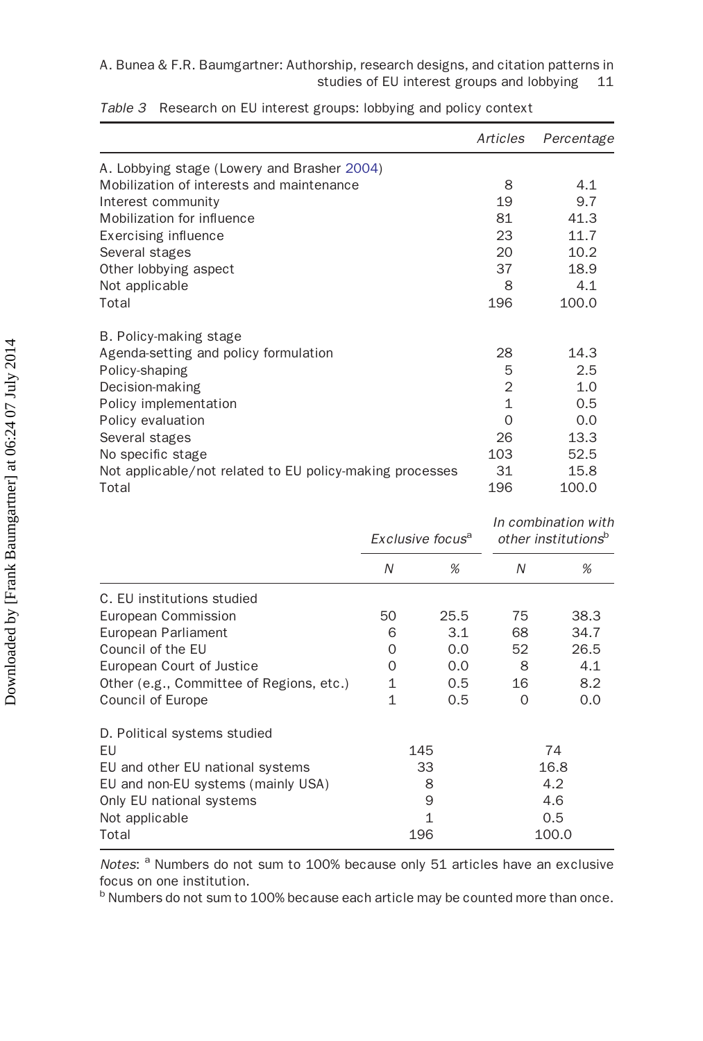*Table 3* Research on EU interest groups: lobbying and policy context

| | *Articles* | *Percentage* |
|---|---|---|
| A. Lobbying stage (Lowery and Brasher 2004) | | |
| Mobilization of interests and maintenance | 8 | 4.1 |
| Interest community | 19 | 9.7 |
| Mobilization for influence | 81 | 41.3 |
| Exercising influence | 23 | 11.7 |
| Several stages | 20 | 10.2 |
| Other lobbying aspect | 37 | 18.9 |
| Not applicable | 8 | 4.1 |
| Total | 196 | 100.0 |
| B. Policy-making stage | | |
| Agenda-setting and policy formulation | 28 | 14.3 |
| Policy-shaping | 5 | 2.5 |
| Decision-making | 2 | 1.0 |
| Policy implementation | 1 | 0.5 |
| Policy evaluation | 0 | 0.0 |
| Several stages | 26 | 13.3 |
| No specific stage | 103 | 52.5 |
| Not applicable/not related to EU policy-making processes | 31 | 15.8 |
| Total | 196 | 100.0 |

| | *Exclusive focus*[a] | | *In combination with other institutions*[b] | |
|---|---|---|---|---|
| | *N* | *%* | *N* | *%* |
| C. EU institutions studied | | | | |
| European Commission | 50 | 25.5 | 75 | 38.3 |
| European Parliament | 6 | 3.1 | 68 | 34.7 |
| Council of the EU | 0 | 0.0 | 52 | 26.5 |
| European Court of Justice | 0 | 0.0 | 8 | 4.1 |
| Other (e.g., Committee of Regions, etc.) | 1 | 0.5 | 16 | 8.2 |
| Council of Europe | 1 | 0.5 | 0 | 0.0 |

| D. Political systems studied | | |
|---|---|---|
| EU | 145 | 74 |
| EU and other EU national systems | 33 | 16.8 |
| EU and non-EU systems (mainly USA) | 8 | 4.2 |
| Only EU national systems | 9 | 4.6 |
| Not applicable | 1 | 0.5 |
| Total | 196 | 100.0 |

*Notes*: [a] Numbers do not sum to 100% because only 51 articles have an exclusive focus on one institution.
[b] Numbers do not sum to 100% because each article may be counted more than once.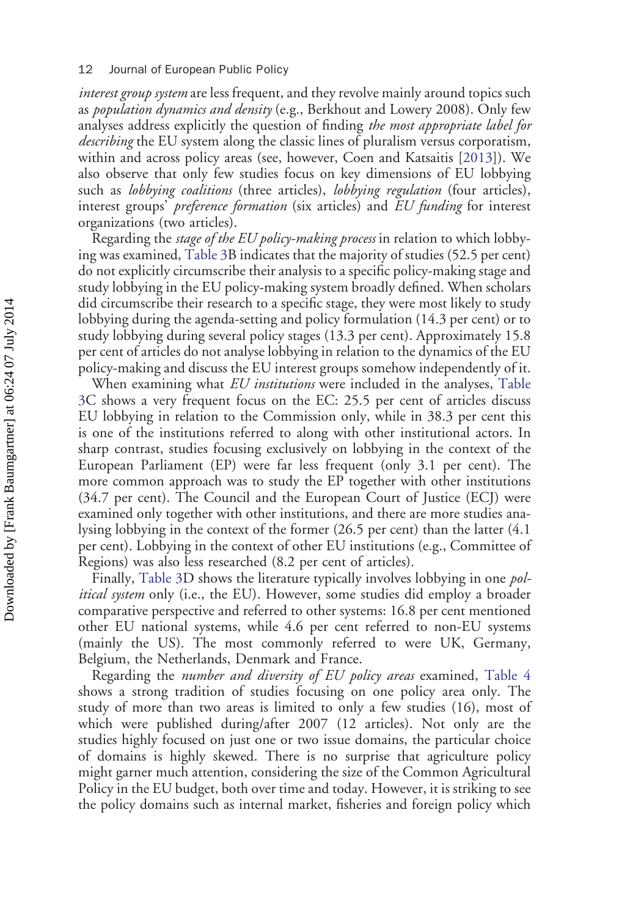*interest group system* are less frequent, and they revolve mainly around topics such as *population dynamics and density* (e.g., Berkhout and Lowery 2008). Only few analyses address explicitly the question of finding *the most appropriate label for describing* the EU system along the classic lines of pluralism versus corporatism, within and across policy areas (see, however, Coen and Katsaitis [2013]). We also observe that only few studies focus on key dimensions of EU lobbying such as *lobbying coalitions* (three articles), *lobbying regulation* (four articles), interest groups' *preference formation* (six articles) and *EU funding* for interest organizations (two articles).

Regarding the *stage of the EU policy-making process* in relation to which lobbying was examined, Table 3B indicates that the majority of studies (52.5 per cent) do not explicitly circumscribe their analysis to a specific policy-making stage and study lobbying in the EU policy-making system broadly defined. When scholars did circumscribe their research to a specific stage, they were most likely to study lobbying during the agenda-setting and policy formulation (14.3 per cent) or to study lobbying during several policy stages (13.3 per cent). Approximately 15.8 per cent of articles do not analyse lobbying in relation to the dynamics of the EU policy-making and discuss the EU interest groups somehow independently of it.

When examining what *EU institutions* were included in the analyses, Table 3C shows a very frequent focus on the EC: 25.5 per cent of articles discuss EU lobbying in relation to the Commission only, while in 38.3 per cent this is one of the institutions referred to along with other institutional actors. In sharp contrast, studies focusing exclusively on lobbying in the context of the European Parliament (EP) were far less frequent (only 3.1 per cent). The more common approach was to study the EP together with other institutions (34.7 per cent). The Council and the European Court of Justice (ECJ) were examined only together with other institutions, and there are more studies analysing lobbying in the context of the former (26.5 per cent) than the latter (4.1 per cent). Lobbying in the context of other EU institutions (e.g., Committee of Regions) was also less researched (8.2 per cent of articles).

Finally, Table 3D shows the literature typically involves lobbying in one *political system* only (i.e., the EU). However, some studies did employ a broader comparative perspective and referred to other systems: 16.8 per cent mentioned other EU national systems, while 4.6 per cent referred to non-EU systems (mainly the US). The most commonly referred to were UK, Germany, Belgium, the Netherlands, Denmark and France.

Regarding the *number and diversity of EU policy areas* examined, Table 4 shows a strong tradition of studies focusing on one policy area only. The study of more than two areas is limited to only a few studies (16), most of which were published during/after 2007 (12 articles). Not only are the studies highly focused on just one or two issue domains, the particular choice of domains is highly skewed. There is no surprise that agriculture policy might garner much attention, considering the size of the Common Agricultural Policy in the EU budget, both over time and today. However, it is striking to see the policy domains such as internal market, fisheries and foreign policy which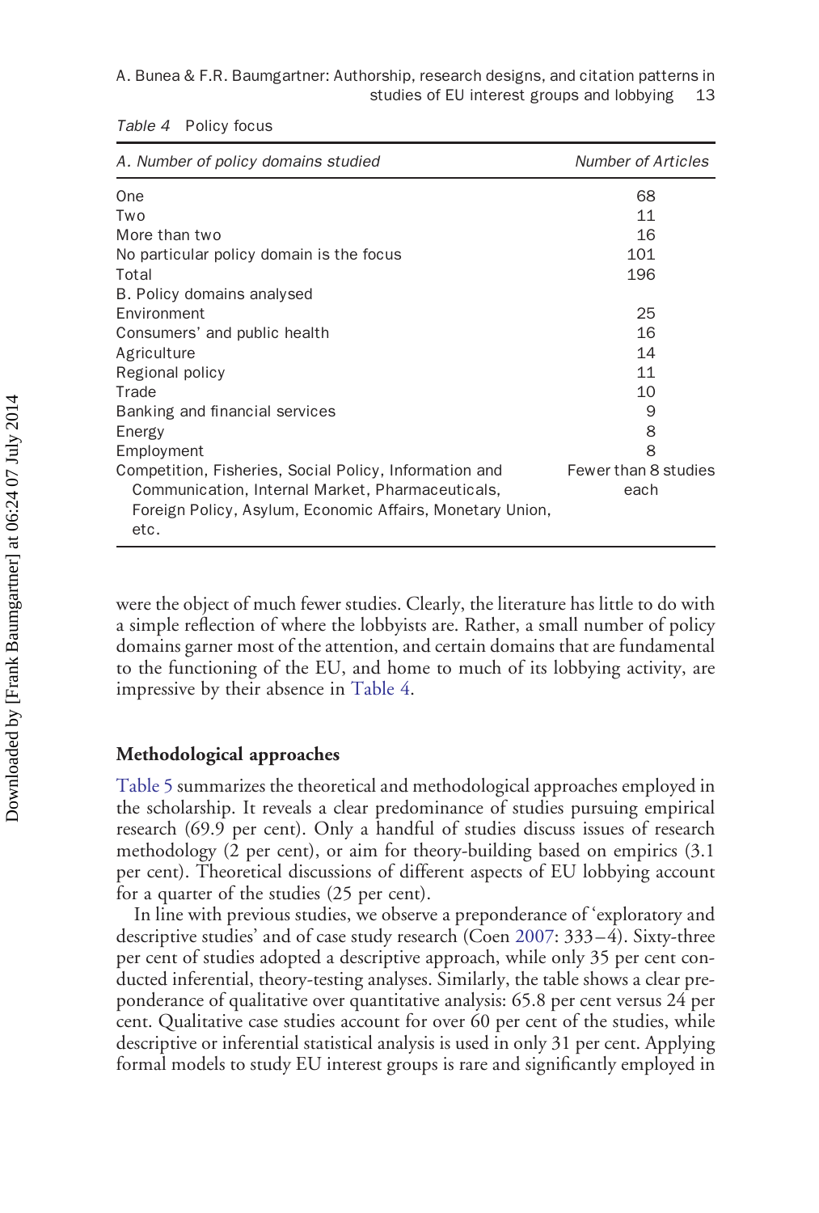*Table 4* Policy focus

| *A. Number of policy domains studied* | *Number of Articles* |
|---|---|
| One | 68 |
| Two | 11 |
| More than two | 16 |
| No particular policy domain is the focus | 101 |
| Total | 196 |
| B. Policy domains analysed | |
| Environment | 25 |
| Consumers' and public health | 16 |
| Agriculture | 14 |
| Regional policy | 11 |
| Trade | 10 |
| Banking and financial services | 9 |
| Energy | 8 |
| Employment | 8 |
| Competition, Fisheries, Social Policy, Information and Communication, Internal Market, Pharmaceuticals, Foreign Policy, Asylum, Economic Affairs, Monetary Union, etc. | Fewer than 8 studies each |

were the object of much fewer studies. Clearly, the literature has little to do with a simple reflection of where the lobbyists are. Rather, a small number of policy domains garner most of the attention, and certain domains that are fundamental to the functioning of the EU, and home to much of its lobbying activity, are impressive by their absence in Table 4.

## Methodological approaches

Table 5 summarizes the theoretical and methodological approaches employed in the scholarship. It reveals a clear predominance of studies pursuing empirical research (69.9 per cent). Only a handful of studies discuss issues of research methodology (2 per cent), or aim for theory-building based on empirics (3.1 per cent). Theoretical discussions of different aspects of EU lobbying account for a quarter of the studies (25 per cent).

In line with previous studies, we observe a preponderance of 'exploratory and descriptive studies' and of case study research (Coen 2007: 333–4). Sixty-three per cent of studies adopted a descriptive approach, while only 35 per cent conducted inferential, theory-testing analyses. Similarly, the table shows a clear preponderance of qualitative over quantitative analysis: 65.8 per cent versus 24 per cent. Qualitative case studies account for over 60 per cent of the studies, while descriptive or inferential statistical analysis is used in only 31 per cent. Applying formal models to study EU interest groups is rare and significantly employed in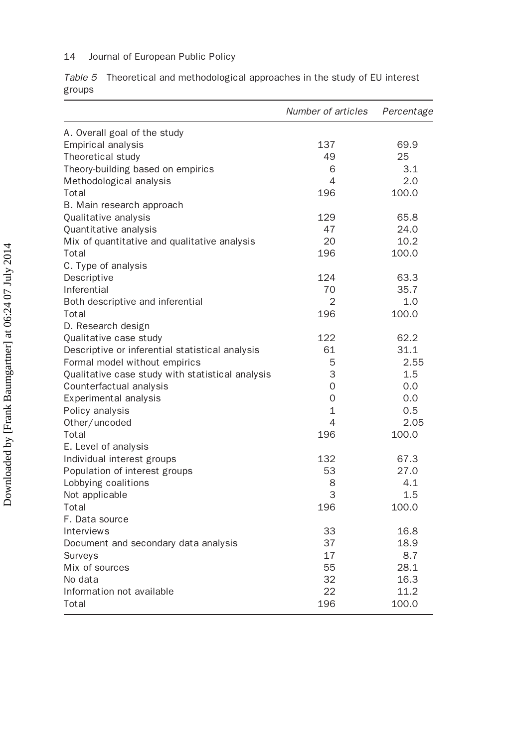*Table 5* Theoretical and methodological approaches in the study of EU interest groups

| | *Number of articles* | *Percentage* |
|---|---|---|
| A. Overall goal of the study | | |
| Empirical analysis | 137 | 69.9 |
| Theoretical study | 49 | 25 |
| Theory-building based on empirics | 6 | 3.1 |
| Methodological analysis | 4 | 2.0 |
| Total | 196 | 100.0 |
| B. Main research approach | | |
| Qualitative analysis | 129 | 65.8 |
| Quantitative analysis | 47 | 24.0 |
| Mix of quantitative and qualitative analysis | 20 | 10.2 |
| Total | 196 | 100.0 |
| C. Type of analysis | | |
| Descriptive | 124 | 63.3 |
| Inferential | 70 | 35.7 |
| Both descriptive and inferential | 2 | 1.0 |
| Total | 196 | 100.0 |
| D. Research design | | |
| Qualitative case study | 122 | 62.2 |
| Descriptive or inferential statistical analysis | 61 | 31.1 |
| Formal model without empirics | 5 | 2.55 |
| Qualitative case study with statistical analysis | 3 | 1.5 |
| Counterfactual analysis | 0 | 0.0 |
| Experimental analysis | 0 | 0.0 |
| Policy analysis | 1 | 0.5 |
| Other/uncoded | 4 | 2.05 |
| Total | 196 | 100.0 |
| E. Level of analysis | | |
| Individual interest groups | 132 | 67.3 |
| Population of interest groups | 53 | 27.0 |
| Lobbying coalitions | 8 | 4.1 |
| Not applicable | 3 | 1.5 |
| Total | 196 | 100.0 |
| F. Data source | | |
| Interviews | 33 | 16.8 |
| Document and secondary data analysis | 37 | 18.9 |
| Surveys | 17 | 8.7 |
| Mix of sources | 55 | 28.1 |
| No data | 32 | 16.3 |
| Information not available | 22 | 11.2 |
| Total | 196 | 100.0 |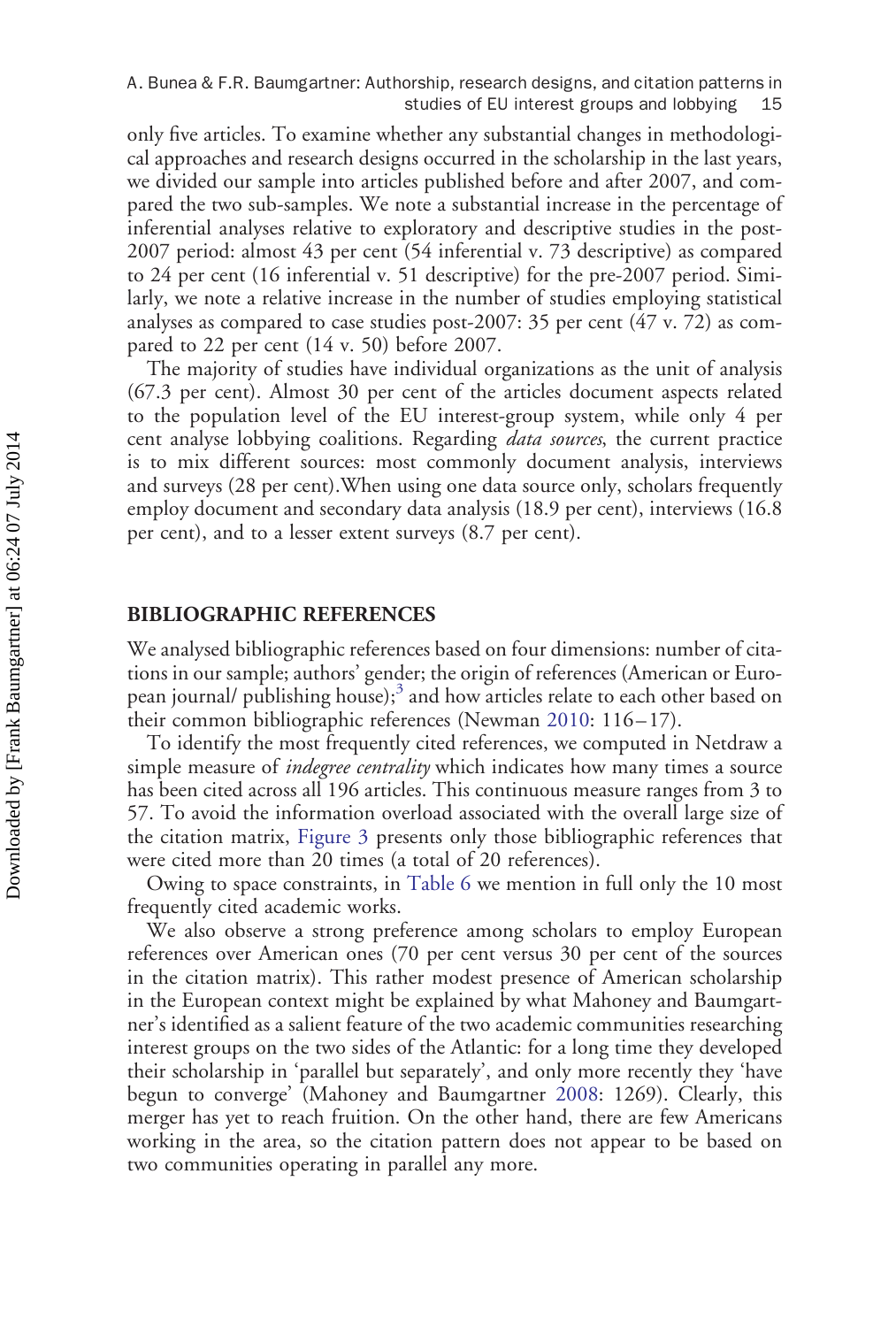only five articles. To examine whether any substantial changes in methodological approaches and research designs occurred in the scholarship in the last years, we divided our sample into articles published before and after 2007, and compared the two sub-samples. We note a substantial increase in the percentage of inferential analyses relative to exploratory and descriptive studies in the post-2007 period: almost 43 per cent (54 inferential v. 73 descriptive) as compared to 24 per cent (16 inferential v. 51 descriptive) for the pre-2007 period. Similarly, we note a relative increase in the number of studies employing statistical analyses as compared to case studies post-2007: 35 per cent (47 v. 72) as compared to 22 per cent (14 v. 50) before 2007.

The majority of studies have individual organizations as the unit of analysis (67.3 per cent). Almost 30 per cent of the articles document aspects related to the population level of the EU interest-group system, while only 4 per cent analyse lobbying coalitions. Regarding *data sources*, the current practice is to mix different sources: most commonly document analysis, interviews and surveys (28 per cent).When using one data source only, scholars frequently employ document and secondary data analysis (18.9 per cent), interviews (16.8 per cent), and to a lesser extent surveys (8.7 per cent).

## BIBLIOGRAPHIC REFERENCES

We analysed bibliographic references based on four dimensions: number of citations in our sample; authors' gender; the origin of references (American or European journal/ publishing house);[3] and how articles relate to each other based on their common bibliographic references (Newman 2010: 116–17).

To identify the most frequently cited references, we computed in Netdraw a simple measure of *indegree centrality* which indicates how many times a source has been cited across all 196 articles. This continuous measure ranges from 3 to 57. To avoid the information overload associated with the overall large size of the citation matrix, Figure 3 presents only those bibliographic references that were cited more than 20 times (a total of 20 references).

Owing to space constraints, in Table 6 we mention in full only the 10 most frequently cited academic works.

We also observe a strong preference among scholars to employ European references over American ones (70 per cent versus 30 per cent of the sources in the citation matrix). This rather modest presence of American scholarship in the European context might be explained by what Mahoney and Baumgartner's identified as a salient feature of the two academic communities researching interest groups on the two sides of the Atlantic: for a long time they developed their scholarship in 'parallel but separately', and only more recently they 'have begun to converge' (Mahoney and Baumgartner 2008: 1269). Clearly, this merger has yet to reach fruition. On the other hand, there are few Americans working in the area, so the citation pattern does not appear to be based on two communities operating in parallel any more.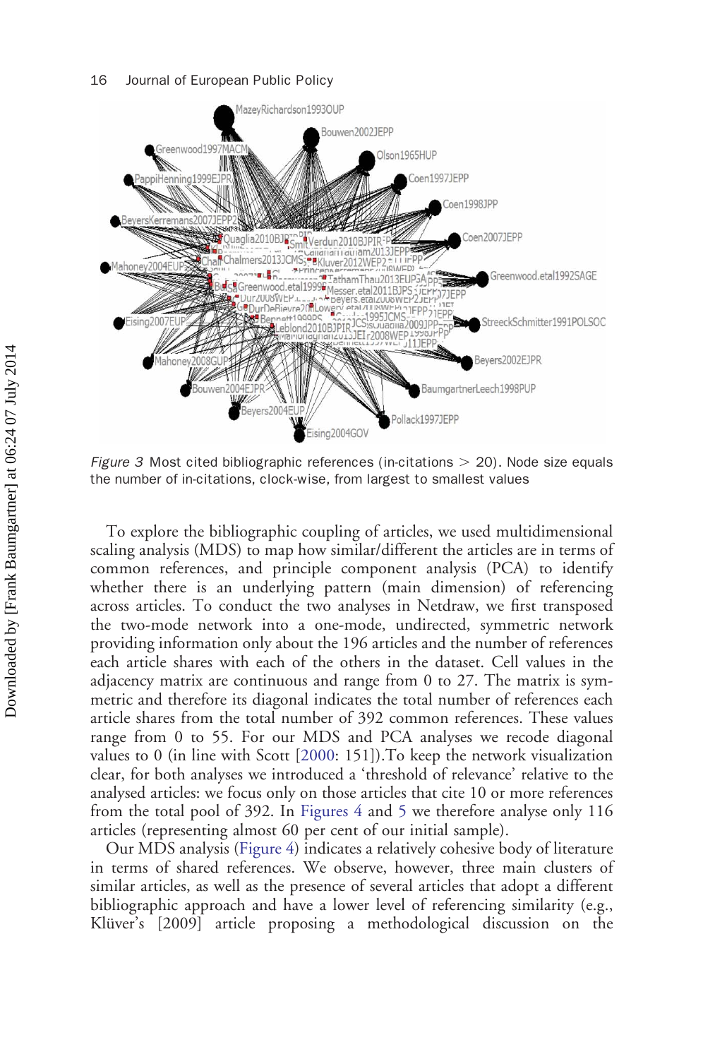*Figure 3* Most cited bibliographic references (in-citations > 20). Node size equals the number of in-citations, clock-wise, from largest to smallest values

To explore the bibliographic coupling of articles, we used multidimensional scaling analysis (MDS) to map how similar/different the articles are in terms of common references, and principle component analysis (PCA) to identify whether there is an underlying pattern (main dimension) of referencing across articles. To conduct the two analyses in Netdraw, we first transposed the two-mode network into a one-mode, undirected, symmetric network providing information only about the 196 articles and the number of references each article shares with each of the others in the dataset. Cell values in the adjacency matrix are continuous and range from 0 to 27. The matrix is symmetric and therefore its diagonal indicates the total number of references each article shares from the total number of 392 common references. These values range from 0 to 55. For our MDS and PCA analyses we recode diagonal values to 0 (in line with Scott [2000: 151]).To keep the network visualization clear, for both analyses we introduced a 'threshold of relevance' relative to the analysed articles: we focus only on those articles that cite 10 or more references from the total pool of 392. In Figures 4 and 5 we therefore analyse only 116 articles (representing almost 60 per cent of our initial sample).

Our MDS analysis (Figure 4) indicates a relatively cohesive body of literature in terms of shared references. We observe, however, three main clusters of similar articles, as well as the presence of several articles that adopt a different bibliographic approach and have a lower level of referencing similarity (e.g., Klüver's [2009] article proposing a methodological discussion on the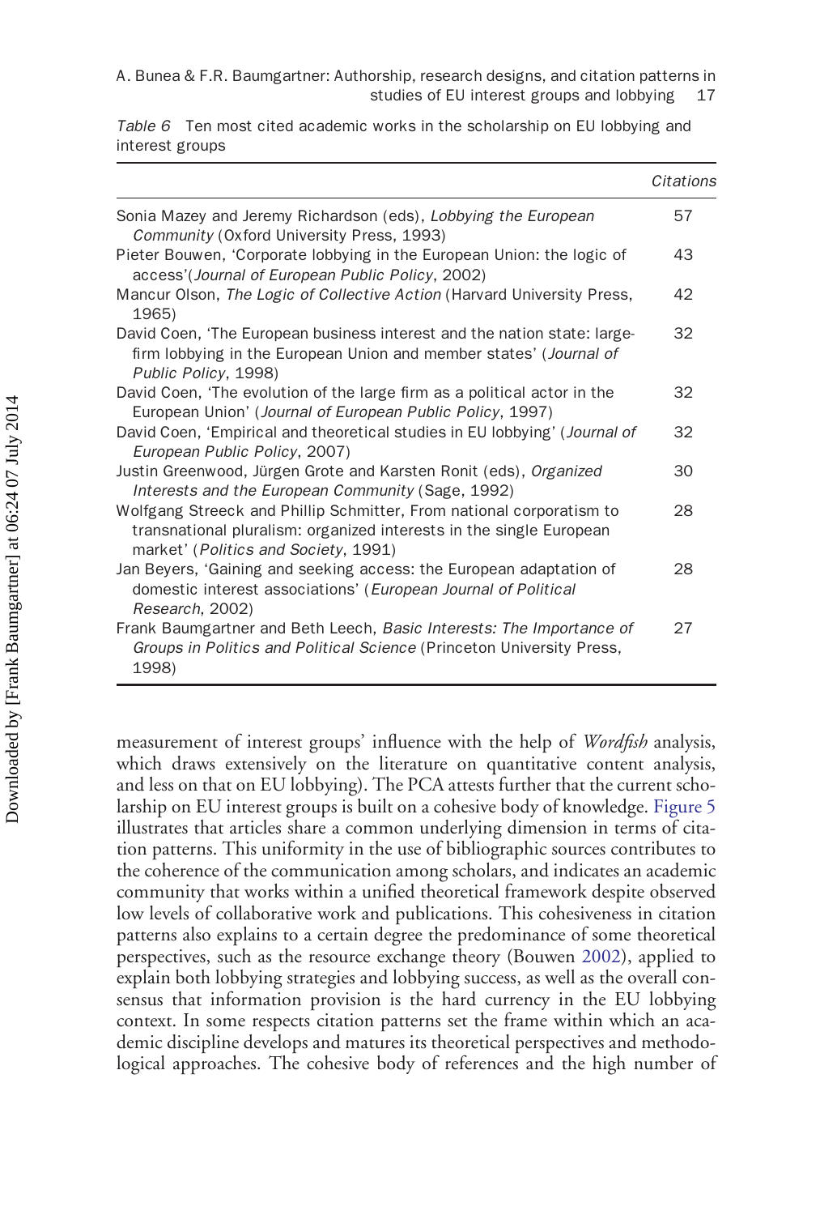Table 6 Ten most cited academic works in the scholarship on EU lobbying and interest groups

| | Citations |
|---|---|
| Sonia Mazey and Jeremy Richardson (eds), *Lobbying the European Community* (Oxford University Press, 1993) | 57 |
| Pieter Bouwen, 'Corporate lobbying in the European Union: the logic of access'(*Journal of European Public Policy*, 2002) | 43 |
| Mancur Olson, *The Logic of Collective Action* (Harvard University Press, 1965) | 42 |
| David Coen, 'The European business interest and the nation state: large-firm lobbying in the European Union and member states' (*Journal of Public Policy*, 1998) | 32 |
| David Coen, 'The evolution of the large firm as a political actor in the European Union' (*Journal of European Public Policy*, 1997) | 32 |
| David Coen, 'Empirical and theoretical studies in EU lobbying' (*Journal of European Public Policy*, 2007) | 32 |
| Justin Greenwood, Jürgen Grote and Karsten Ronit (eds), *Organized Interests and the European Community* (Sage, 1992) | 30 |
| Wolfgang Streeck and Phillip Schmitter, From national corporatism to transnational pluralism: organized interests in the single European market' (*Politics and Society*, 1991) | 28 |
| Jan Beyers, 'Gaining and seeking access: the European adaptation of domestic interest associations' (*European Journal of Political Research*, 2002) | 28 |
| Frank Baumgartner and Beth Leech, *Basic Interests: The Importance of Groups in Politics and Political Science* (Princeton University Press, 1998) | 27 |

measurement of interest groups' influence with the help of *Wordfish* analysis, which draws extensively on the literature on quantitative content analysis, and less on that on EU lobbying). The PCA attests further that the current scholarship on EU interest groups is built on a cohesive body of knowledge. Figure 5 illustrates that articles share a common underlying dimension in terms of citation patterns. This uniformity in the use of bibliographic sources contributes to the coherence of the communication among scholars, and indicates an academic community that works within a unified theoretical framework despite observed low levels of collaborative work and publications. This cohesiveness in citation patterns also explains to a certain degree the predominance of some theoretical perspectives, such as the resource exchange theory (Bouwen 2002), applied to explain both lobbying strategies and lobbying success, as well as the overall consensus that information provision is the hard currency in the EU lobbying context. In some respects citation patterns set the frame within which an academic discipline develops and matures its theoretical perspectives and methodological approaches. The cohesive body of references and the high number of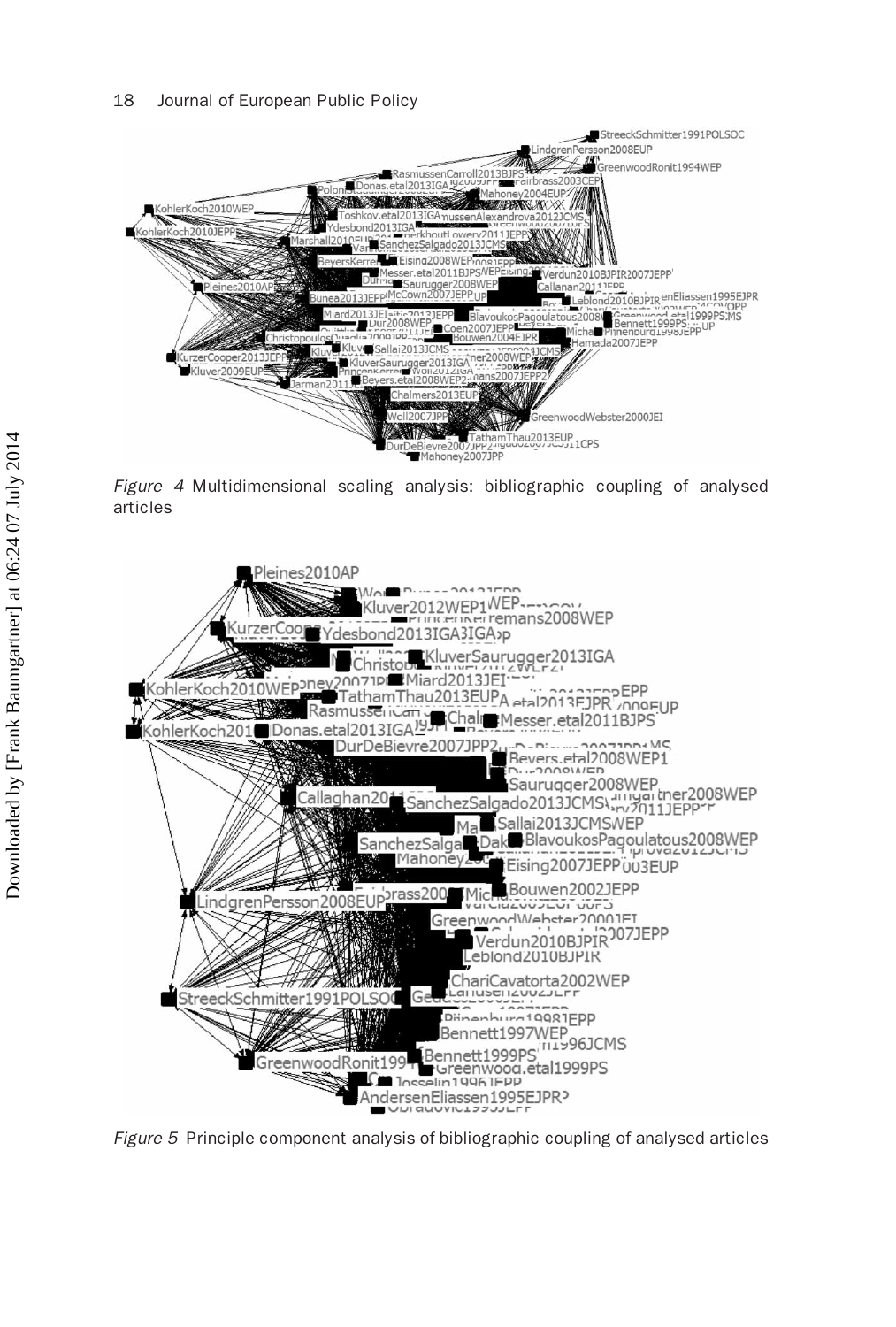*Figure 4* Multidimensional scaling analysis: bibliographic coupling of analysed articles

*Figure 5* Principle component analysis of bibliographic coupling of analysed articles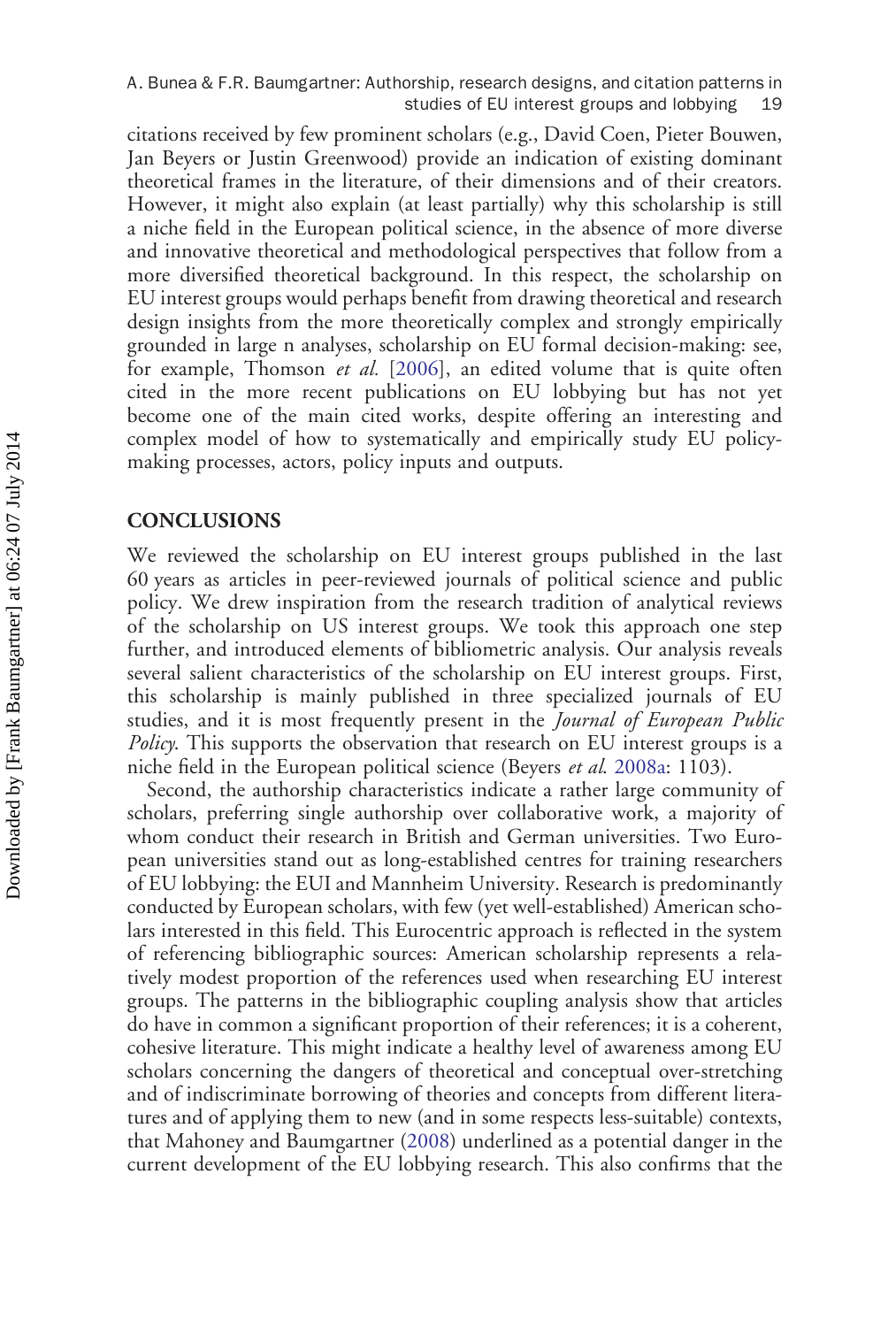citations received by few prominent scholars (e.g., David Coen, Pieter Bouwen, Jan Beyers or Justin Greenwood) provide an indication of existing dominant theoretical frames in the literature, of their dimensions and of their creators. However, it might also explain (at least partially) why this scholarship is still a niche field in the European political science, in the absence of more diverse and innovative theoretical and methodological perspectives that follow from a more diversified theoretical background. In this respect, the scholarship on EU interest groups would perhaps benefit from drawing theoretical and research design insights from the more theoretically complex and strongly empirically grounded in large n analyses, scholarship on EU formal decision-making: see, for example, Thomson *et al.* [2006], an edited volume that is quite often cited in the more recent publications on EU lobbying but has not yet become one of the main cited works, despite offering an interesting and complex model of how to systematically and empirically study EU policy-making processes, actors, policy inputs and outputs.

## CONCLUSIONS

We reviewed the scholarship on EU interest groups published in the last 60 years as articles in peer-reviewed journals of political science and public policy. We drew inspiration from the research tradition of analytical reviews of the scholarship on US interest groups. We took this approach one step further, and introduced elements of bibliometric analysis. Our analysis reveals several salient characteristics of the scholarship on EU interest groups. First, this scholarship is mainly published in three specialized journals of EU studies, and it is most frequently present in the *Journal of European Public Policy*. This supports the observation that research on EU interest groups is a niche field in the European political science (Beyers *et al.* 2008a: 1103).

Second, the authorship characteristics indicate a rather large community of scholars, preferring single authorship over collaborative work, a majority of whom conduct their research in British and German universities. Two European universities stand out as long-established centres for training researchers of EU lobbying: the EUI and Mannheim University. Research is predominantly conducted by European scholars, with few (yet well-established) American scholars interested in this field. This Eurocentric approach is reflected in the system of referencing bibliographic sources: American scholarship represents a relatively modest proportion of the references used when researching EU interest groups. The patterns in the bibliographic coupling analysis show that articles do have in common a significant proportion of their references; it is a coherent, cohesive literature. This might indicate a healthy level of awareness among EU scholars concerning the dangers of theoretical and conceptual over-stretching and of indiscriminate borrowing of theories and concepts from different literatures and of applying them to new (and in some respects less-suitable) contexts, that Mahoney and Baumgartner (2008) underlined as a potential danger in the current development of the EU lobbying research. This also confirms that the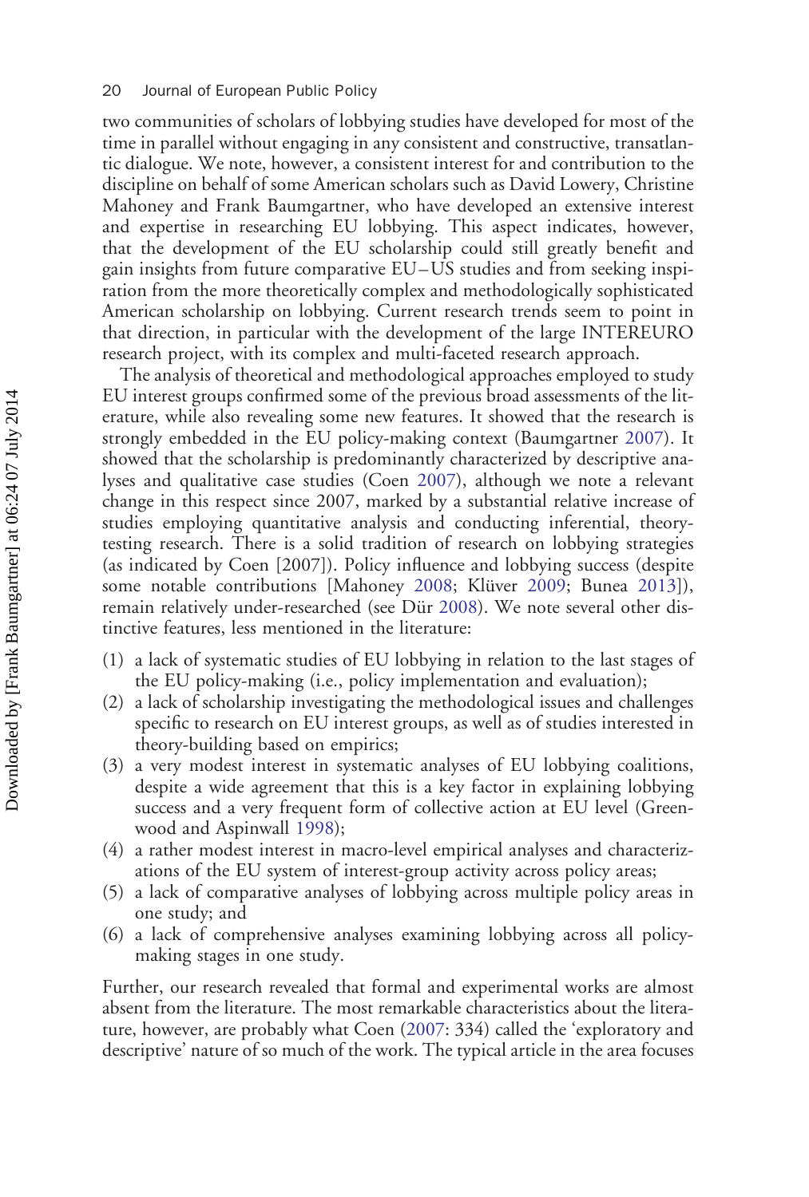two communities of scholars of lobbying studies have developed for most of the time in parallel without engaging in any consistent and constructive, transatlantic dialogue. We note, however, a consistent interest for and contribution to the discipline on behalf of some American scholars such as David Lowery, Christine Mahoney and Frank Baumgartner, who have developed an extensive interest and expertise in researching EU lobbying. This aspect indicates, however, that the development of the EU scholarship could still greatly benefit and gain insights from future comparative EU–US studies and from seeking inspiration from the more theoretically complex and methodologically sophisticated American scholarship on lobbying. Current research trends seem to point in that direction, in particular with the development of the large INTEREURO research project, with its complex and multi-faceted research approach.

The analysis of theoretical and methodological approaches employed to study EU interest groups confirmed some of the previous broad assessments of the literature, while also revealing some new features. It showed that the research is strongly embedded in the EU policy-making context (Baumgartner 2007). It showed that the scholarship is predominantly characterized by descriptive analyses and qualitative case studies (Coen 2007), although we note a relevant change in this respect since 2007, marked by a substantial relative increase of studies employing quantitative analysis and conducting inferential, theory-testing research. There is a solid tradition of research on lobbying strategies (as indicated by Coen [2007]). Policy influence and lobbying success (despite some notable contributions [Mahoney 2008; Klüver 2009; Bunea 2013]), remain relatively under-researched (see Dür 2008). We note several other distinctive features, less mentioned in the literature:

(1) a lack of systematic studies of EU lobbying in relation to the last stages of the EU policy-making (i.e., policy implementation and evaluation);
(2) a lack of scholarship investigating the methodological issues and challenges specific to research on EU interest groups, as well as of studies interested in theory-building based on empirics;
(3) a very modest interest in systematic analyses of EU lobbying coalitions, despite a wide agreement that this is a key factor in explaining lobbying success and a very frequent form of collective action at EU level (Greenwood and Aspinwall 1998);
(4) a rather modest interest in macro-level empirical analyses and characterizations of the EU system of interest-group activity across policy areas;
(5) a lack of comparative analyses of lobbying across multiple policy areas in one study; and
(6) a lack of comprehensive analyses examining lobbying across all policy-making stages in one study.

Further, our research revealed that formal and experimental works are almost absent from the literature. The most remarkable characteristics about the literature, however, are probably what Coen (2007: 334) called the 'exploratory and descriptive' nature of so much of the work. The typical article in the area focuses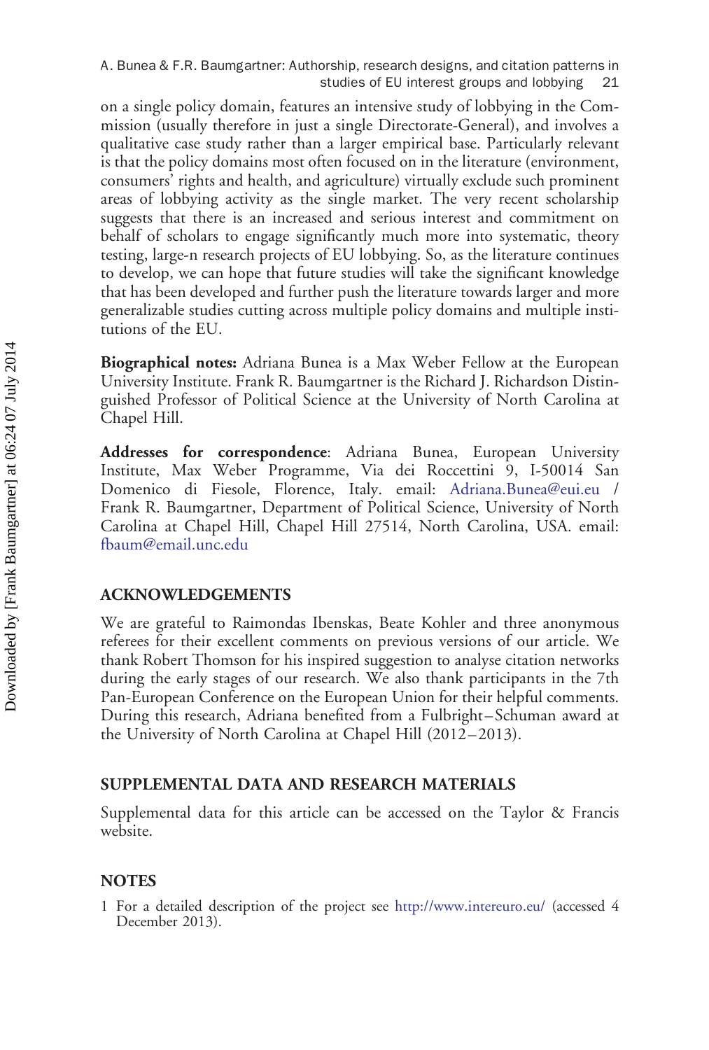on a single policy domain, features an intensive study of lobbying in the Commission (usually therefore in just a single Directorate-General), and involves a qualitative case study rather than a larger empirical base. Particularly relevant is that the policy domains most often focused on in the literature (environment, consumers' rights and health, and agriculture) virtually exclude such prominent areas of lobbying activity as the single market. The very recent scholarship suggests that there is an increased and serious interest and commitment on behalf of scholars to engage significantly much more into systematic, theory testing, large-n research projects of EU lobbying. So, as the literature continues to develop, we can hope that future studies will take the significant knowledge that has been developed and further push the literature towards larger and more generalizable studies cutting across multiple policy domains and multiple institutions of the EU.

**Biographical notes:** Adriana Bunea is a Max Weber Fellow at the European University Institute. Frank R. Baumgartner is the Richard J. Richardson Distinguished Professor of Political Science at the University of North Carolina at Chapel Hill.

**Addresses for correspondence**: Adriana Bunea, European University Institute, Max Weber Programme, Via dei Roccettini 9, I-50014 San Domenico di Fiesole, Florence, Italy. email: Adriana.Bunea@eui.eu / Frank R. Baumgartner, Department of Political Science, University of North Carolina at Chapel Hill, Chapel Hill 27514, North Carolina, USA. email: fbaum@email.unc.edu

## ACKNOWLEDGEMENTS

We are grateful to Raimondas Ibenskas, Beate Kohler and three anonymous referees for their excellent comments on previous versions of our article. We thank Robert Thomson for his inspired suggestion to analyse citation networks during the early stages of our research. We also thank participants in the 7th Pan-European Conference on the European Union for their helpful comments. During this research, Adriana benefited from a Fulbright–Schuman award at the University of North Carolina at Chapel Hill (2012–2013).

## SUPPLEMENTAL DATA AND RESEARCH MATERIALS

Supplemental data for this article can be accessed on the Taylor & Francis website.

## NOTES

1 For a detailed description of the project see http://www.intereuro.eu/ (accessed 4 December 2013).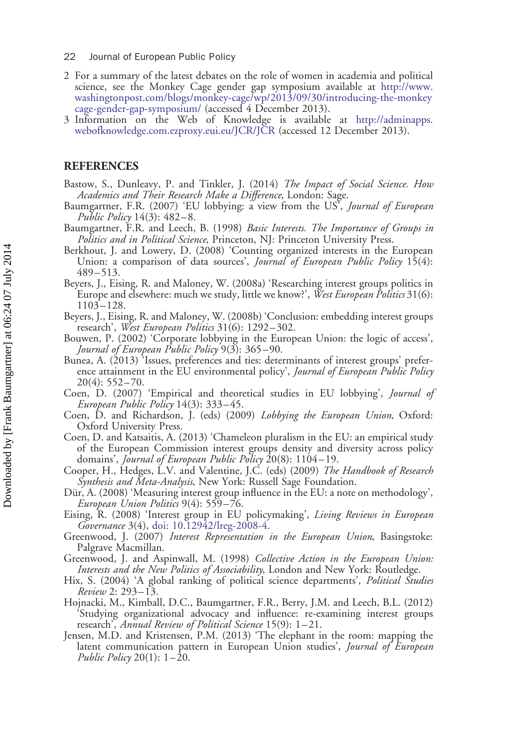2 For a summary of the latest debates on the role of women in academia and political science, see the Monkey Cage gender gap symposium available at http://www.washingtonpost.com/blogs/monkey-cage/wp/2013/09/30/introducing-the-monkey cage-gender-gap-symposium/ (accessed 4 December 2013).

3 Information on the Web of Knowledge is available at http://adminapps.webofknowledge.com.ezproxy.eui.eu/JCR/JCR (accessed 12 December 2013).

## REFERENCES

Bastow, S., Dunleavy, P. and Tinkler, J. (2014) *The Impact of Social Science. How Academics and Their Research Make a Difference*, London: Sage.

Baumgartner, F.R. (2007) 'EU lobbying: a view from the US', *Journal of European Public Policy* 14(3): 482–8.

Baumgartner, F.R. and Leech, B. (1998) *Basic Interests. The Importance of Groups in Politics and in Political Science*, Princeton, NJ: Princeton University Press.

Berkhout, J. and Lowery, D. (2008) 'Counting organized interests in the European Union: a comparison of data sources', *Journal of European Public Policy* 15(4): 489–513.

Beyers, J., Eising, R. and Maloney, W. (2008a) 'Researching interest groups politics in Europe and elsewhere: much we study, little we know?', *West European Politics* 31(6): 1103–128.

Beyers, J., Eising, R. and Maloney, W. (2008b) 'Conclusion: embedding interest groups research', *West European Politics* 31(6): 1292–302.

Bouwen, P. (2002) 'Corporate lobbying in the European Union: the logic of access', *Journal of European Public Policy* 9(3): 365–90.

Bunea, A. (2013) 'Issues, preferences and ties: determinants of interest groups' preference attainment in the EU environmental policy', *Journal of European Public Policy* 20(4): 552–70.

Coen, D. (2007) 'Empirical and theoretical studies in EU lobbying', *Journal of European Public Policy* 14(3): 333–45.

Coen, D. and Richardson, J. (eds) (2009) *Lobbying the European Union*, Oxford: Oxford University Press.

Coen, D. and Katsaitis, A. (2013) 'Chameleon pluralism in the EU: an empirical study of the European Commission interest groups density and diversity across policy domains', *Journal of European Public Policy* 20(8): 1104–19.

Cooper, H., Hedges, L.V. and Valentine, J.C. (eds) (2009) *The Handbook of Research Synthesis and Meta-Analysis*, New York: Russell Sage Foundation.

Dür, A. (2008) 'Measuring interest group influence in the EU: a note on methodology', *European Union Politics* 9(4): 559–76.

Eising, R. (2008) 'Interest group in EU policymaking', *Living Reviews in European Governance* 3(4), doi: 10.12942/lreg-2008-4.

Greenwood, J. (2007) *Interest Representation in the European Union*, Basingstoke: Palgrave Macmillan.

Greenwood, J. and Aspinwall, M. (1998) *Collective Action in the European Union: Interests and the New Politics of Associability*, London and New York: Routledge.

Hix, S. (2004) 'A global ranking of political science departments', *Political Studies Review* 2: 293–13.

Hojnacki, M., Kimball, D.C., Baumgartner, F.R., Berry, J.M. and Leech, B.L. (2012) 'Studying organizational advocacy and influence: re-examining interest groups research', *Annual Review of Political Science* 15(9): 1–21.

Jensen, M.D. and Kristensen, P.M. (2013) 'The elephant in the room: mapping the latent communication pattern in European Union studies', *Journal of European Public Policy* 20(1): 1–20.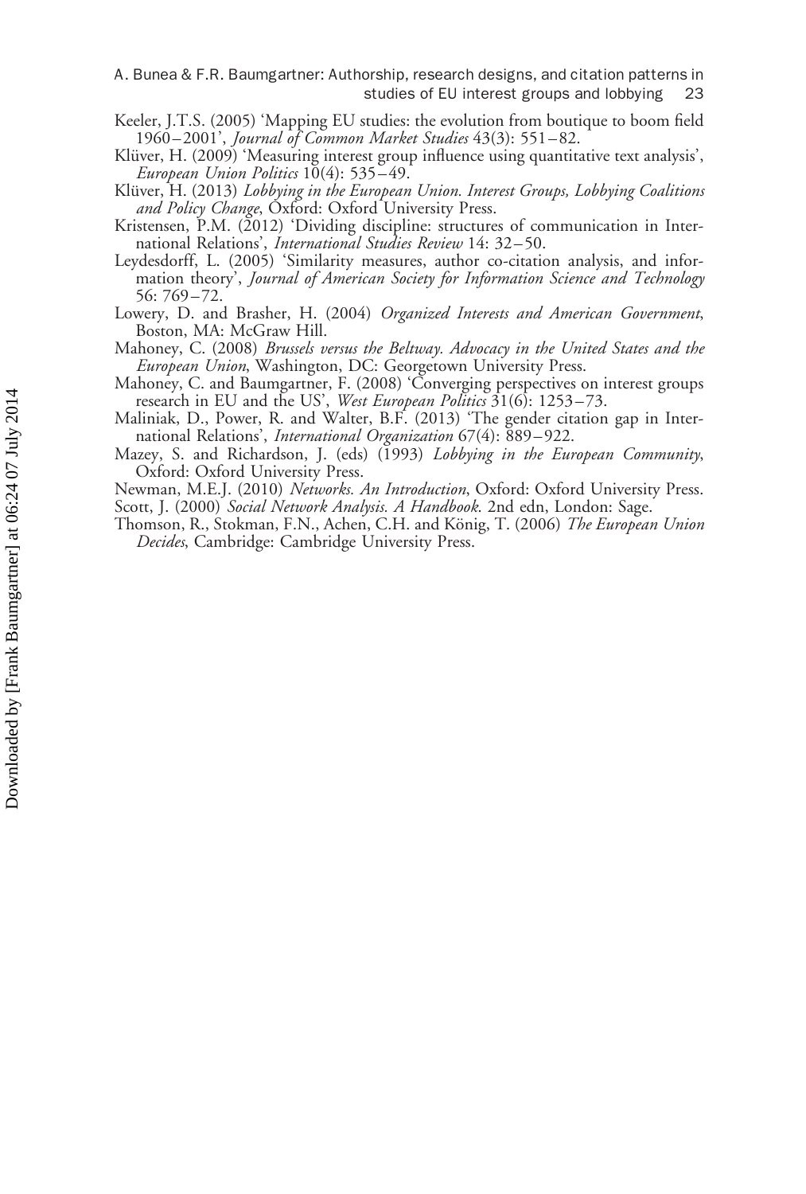Keeler, J.T.S. (2005) 'Mapping EU studies: the evolution from boutique to boom field 1960–2001', *Journal of Common Market Studies* 43(3): 551–82.

Klüver, H. (2009) 'Measuring interest group influence using quantitative text analysis', *European Union Politics* 10(4): 535–49.

Klüver, H. (2013) *Lobbying in the European Union. Interest Groups, Lobbying Coalitions and Policy Change*, Oxford: Oxford University Press.

Kristensen, P.M. (2012) 'Dividing discipline: structures of communication in International Relations', *International Studies Review* 14: 32–50.

Leydesdorff, L. (2005) 'Similarity measures, author co-citation analysis, and information theory', *Journal of American Society for Information Science and Technology* 56: 769–72.

Lowery, D. and Brasher, H. (2004) *Organized Interests and American Government*, Boston, MA: McGraw Hill.

Mahoney, C. (2008) *Brussels versus the Beltway. Advocacy in the United States and the European Union*, Washington, DC: Georgetown University Press.

Mahoney, C. and Baumgartner, F. (2008) 'Converging perspectives on interest groups research in EU and the US', *West European Politics* 31(6): 1253–73.

Maliniak, D., Power, R. and Walter, B.F. (2013) 'The gender citation gap in International Relations', *International Organization* 67(4): 889–922.

Mazey, S. and Richardson, J. (eds) (1993) *Lobbying in the European Community*, Oxford: Oxford University Press.

Newman, M.E.J. (2010) *Networks. An Introduction*, Oxford: Oxford University Press.

Scott, J. (2000) *Social Network Analysis. A Handbook*. 2nd edn, London: Sage.

Thomson, R., Stokman, F.N., Achen, C.H. and König, T. (2006) *The European Union Decides*, Cambridge: Cambridge University Press.